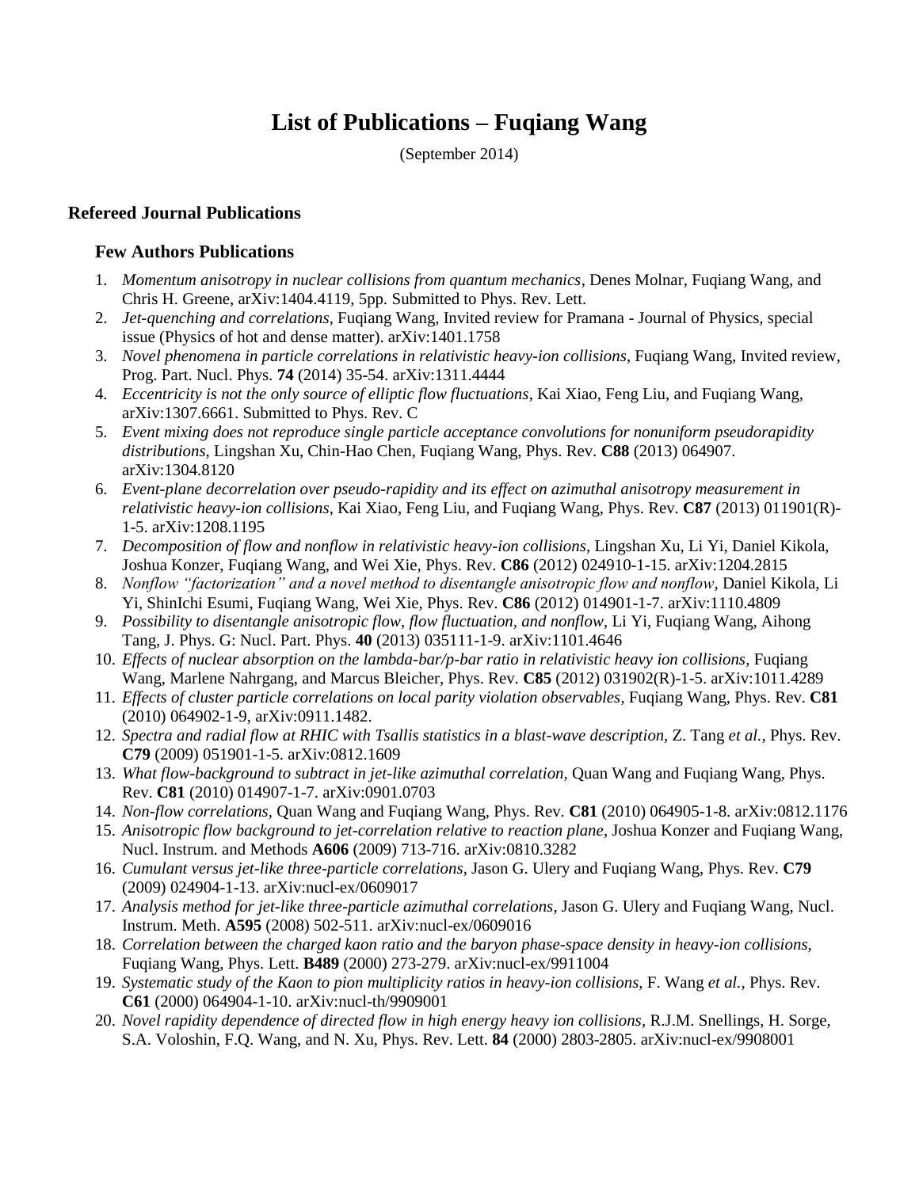# List of Publications – Fuqiang Wang

(September 2014)

## Refereed Journal Publications

### Few Authors Publications

1. *Momentum anisotropy in nuclear collisions from quantum mechanics*, Denes Molnar, Fuqiang Wang, and Chris H. Greene, arXiv:1404.4119, 5pp. Submitted to Phys. Rev. Lett.
2. *Jet-quenching and correlations*, Fuqiang Wang, Invited review for Pramana - Journal of Physics, special issue (Physics of hot and dense matter). arXiv:1401.1758
3. *Novel phenomena in particle correlations in relativistic heavy-ion collisions*, Fuqiang Wang, Invited review, Prog. Part. Nucl. Phys. **74** (2014) 35-54. arXiv:1311.4444
4. *Eccentricity is not the only source of elliptic flow fluctuations*, Kai Xiao, Feng Liu, and Fuqiang Wang, arXiv:1307.6661. Submitted to Phys. Rev. C
5. *Event mixing does not reproduce single particle acceptance convolutions for nonuniform pseudorapidity distributions*, Lingshan Xu, Chin-Hao Chen, Fuqiang Wang, Phys. Rev. **C88** (2013) 064907. arXiv:1304.8120
6. *Event-plane decorrelation over pseudo-rapidity and its effect on azimuthal anisotropy measurement in relativistic heavy-ion collisions*, Kai Xiao, Feng Liu, and Fuqiang Wang, Phys. Rev. **C87** (2013) 011901(R)-1-5. arXiv:1208.1195
7. *Decomposition of flow and nonflow in relativistic heavy-ion collisions*, Lingshan Xu, Li Yi, Daniel Kikola, Joshua Konzer, Fuqiang Wang, and Wei Xie, Phys. Rev. **C86** (2012) 024910-1-15. arXiv:1204.2815
8. *Nonflow "factorization" and a novel method to disentangle anisotropic flow and nonflow*, Daniel Kikola, Li Yi, ShinIchi Esumi, Fuqiang Wang, Wei Xie, Phys. Rev. **C86** (2012) 014901-1-7. arXiv:1110.4809
9. *Possibility to disentangle anisotropic flow, flow fluctuation, and nonflow*, Li Yi, Fuqiang Wang, Aihong Tang, J. Phys. G: Nucl. Part. Phys. **40** (2013) 035111-1-9. arXiv:1101.4646
10. *Effects of nuclear absorption on the lambda-bar/p-bar ratio in relativistic heavy ion collisions*, Fuqiang Wang, Marlene Nahrgang, and Marcus Bleicher, Phys. Rev. **C85** (2012) 031902(R)-1-5. arXiv:1011.4289
11. *Effects of cluster particle correlations on local parity violation observables*, Fuqiang Wang, Phys. Rev. **C81** (2010) 064902-1-9, arXiv:0911.1482.
12. *Spectra and radial flow at RHIC with Tsallis statistics in a blast-wave description*, Z. Tang *et al.*, Phys. Rev. **C79** (2009) 051901-1-5. arXiv:0812.1609
13. *What flow-background to subtract in jet-like azimuthal correlation*, Quan Wang and Fuqiang Wang, Phys. Rev. **C81** (2010) 014907-1-7. arXiv:0901.0703
14. *Non-flow correlations*, Quan Wang and Fuqiang Wang, Phys. Rev. **C81** (2010) 064905-1-8. arXiv:0812.1176
15. *Anisotropic flow background to jet-correlation relative to reaction plane*, Joshua Konzer and Fuqiang Wang, Nucl. Instrum. and Methods **A606** (2009) 713-716. arXiv:0810.3282
16. *Cumulant versus jet-like three-particle correlations*, Jason G. Ulery and Fuqiang Wang, Phys. Rev. **C79** (2009) 024904-1-13. arXiv:nucl-ex/0609017
17. *Analysis method for jet-like three-particle azimuthal correlations*, Jason G. Ulery and Fuqiang Wang, Nucl. Instrum. Meth. **A595** (2008) 502-511. arXiv:nucl-ex/0609016
18. *Correlation between the charged kaon ratio and the baryon phase-space density in heavy-ion collisions*, Fuqiang Wang, Phys. Lett. **B489** (2000) 273-279. arXiv:nucl-ex/9911004
19. *Systematic study of the Kaon to pion multiplicity ratios in heavy-ion collisions*, F. Wang *et al.*, Phys. Rev. **C61** (2000) 064904-1-10. arXiv:nucl-th/9909001
20. *Novel rapidity dependence of directed flow in high energy heavy ion collisions*, R.J.M. Snellings, H. Sorge, S.A. Voloshin, F.Q. Wang, and N. Xu, Phys. Rev. Lett. **84** (2000) 2803-2805. arXiv:nucl-ex/9908001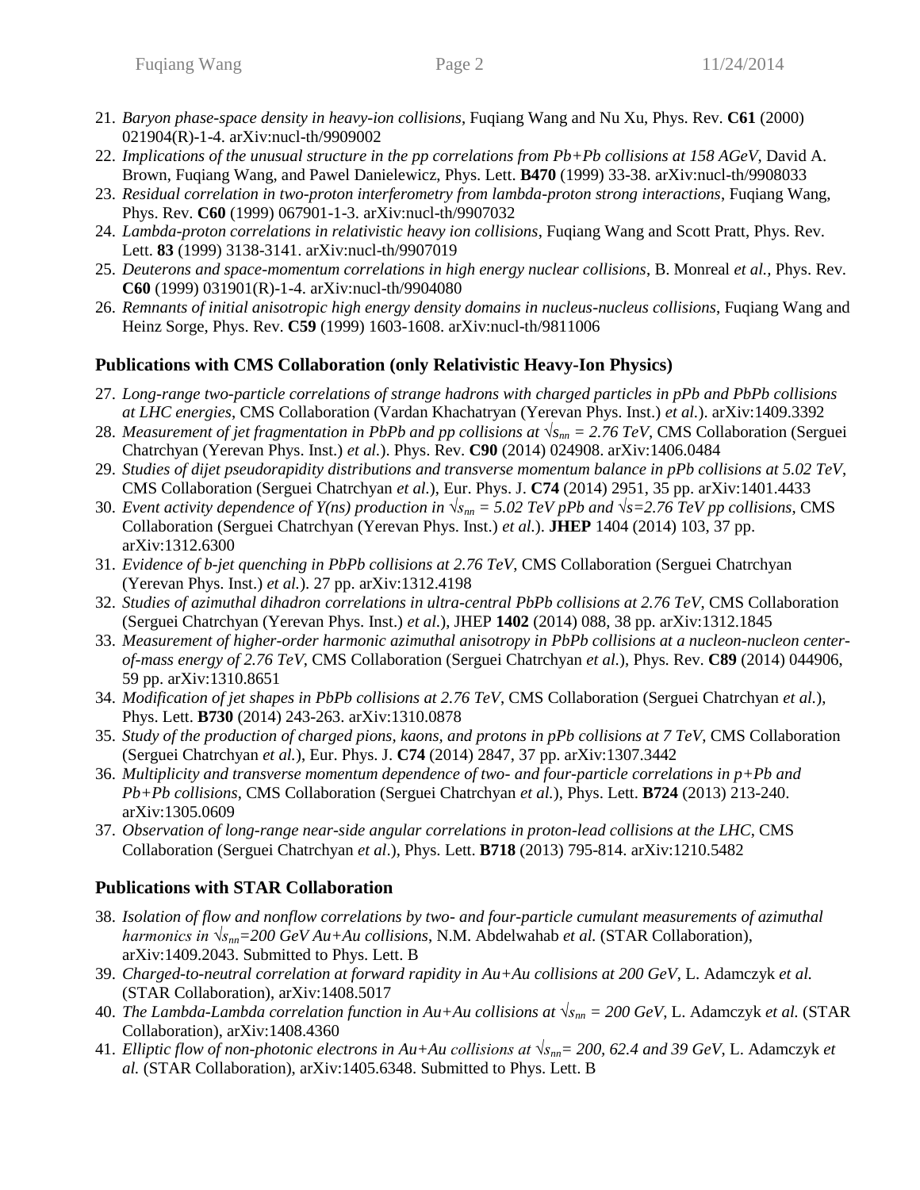21. *Baryon phase-space density in heavy-ion collisions*, Fuqiang Wang and Nu Xu, Phys. Rev. **C61** (2000) 021904(R)-1-4. arXiv:nucl-th/9909002
22. *Implications of the unusual structure in the pp correlations from Pb+Pb collisions at 158 AGeV*, David A. Brown, Fuqiang Wang, and Pawel Danielewicz, Phys. Lett. **B470** (1999) 33-38. arXiv:nucl-th/9908033
23. *Residual correlation in two-proton interferometry from lambda-proton strong interactions*, Fuqiang Wang, Phys. Rev. **C60** (1999) 067901-1-3. arXiv:nucl-th/9907032
24. *Lambda-proton correlations in relativistic heavy ion collisions*, Fuqiang Wang and Scott Pratt, Phys. Rev. Lett. **83** (1999) 3138-3141. arXiv:nucl-th/9907019
25. *Deuterons and space-momentum correlations in high energy nuclear collisions*, B. Monreal *et al.,* Phys. Rev. **C60** (1999) 031901(R)-1-4. arXiv:nucl-th/9904080
26. *Remnants of initial anisotropic high energy density domains in nucleus-nucleus collisions*, Fuqiang Wang and Heinz Sorge, Phys. Rev. **C59** (1999) 1603-1608. arXiv:nucl-th/9811006

## Publications with CMS Collaboration (only Relativistic Heavy-Ion Physics)

27. *Long-range two-particle correlations of strange hadrons with charged particles in pPb and PbPb collisions at LHC energies*, CMS Collaboration (Vardan Khachatryan (Yerevan Phys. Inst.) *et al.*). arXiv:1409.3392
28. *Measurement of jet fragmentation in PbPb and pp collisions at $\sqrt{s_{nn}}$ = 2.76 TeV*, CMS Collaboration (Serguei Chatrchyan (Yerevan Phys. Inst.) *et al.*). Phys. Rev. **C90** (2014) 024908. arXiv:1406.0484
29. *Studies of dijet pseudorapidity distributions and transverse momentum balance in pPb collisions at 5.02 TeV*, CMS Collaboration (Serguei Chatrchyan *et al.*), Eur. Phys. J. **C74** (2014) 2951, 35 pp. arXiv:1401.4433
30. *Event activity dependence of Y(ns) production in $\sqrt{s_{nn}}$ = 5.02 TeV pPb and $\sqrt{s}$=2.76 TeV pp collisions*, CMS Collaboration (Serguei Chatrchyan (Yerevan Phys. Inst.) *et al.*). **JHEP** 1404 (2014) 103, 37 pp. arXiv:1312.6300
31. *Evidence of b-jet quenching in PbPb collisions at 2.76 TeV*, CMS Collaboration (Serguei Chatrchyan (Yerevan Phys. Inst.) *et al.*). 27 pp. arXiv:1312.4198
32. *Studies of azimuthal dihadron correlations in ultra-central PbPb collisions at 2.76 TeV*, CMS Collaboration (Serguei Chatrchyan (Yerevan Phys. Inst.) *et al.*), JHEP **1402** (2014) 088, 38 pp. arXiv:1312.1845
33. *Measurement of higher-order harmonic azimuthal anisotropy in PbPb collisions at a nucleon-nucleon center-of-mass energy of 2.76 TeV*, CMS Collaboration (Serguei Chatrchyan *et al.*), Phys. Rev. **C89** (2014) 044906, 59 pp. arXiv:1310.8651
34. *Modification of jet shapes in PbPb collisions at 2.76 TeV*, CMS Collaboration (Serguei Chatrchyan *et al.*), Phys. Lett. **B730** (2014) 243-263. arXiv:1310.0878
35. *Study of the production of charged pions, kaons, and protons in pPb collisions at 7 TeV*, CMS Collaboration (Serguei Chatrchyan *et al.*), Eur. Phys. J. **C74** (2014) 2847, 37 pp. arXiv:1307.3442
36. *Multiplicity and transverse momentum dependence of two- and four-particle correlations in p+Pb and Pb+Pb collisions*, CMS Collaboration (Serguei Chatrchyan *et al.*), Phys. Lett. **B724** (2013) 213-240. arXiv:1305.0609
37. *Observation of long-range near-side angular correlations in proton-lead collisions at the LHC*, CMS Collaboration (Serguei Chatrchyan *et al*.), Phys. Lett. **B718** (2013) 795-814. arXiv:1210.5482

## Publications with STAR Collaboration

38. *Isolation of flow and nonflow correlations by two- and four-particle cumulant measurements of azimuthal harmonics in $\sqrt{s_{nn}}$=200 GeV Au+Au collisions*, N.M. Abdelwahab *et al.* (STAR Collaboration), arXiv:1409.2043. Submitted to Phys. Lett. B
39. *Charged-to-neutral correlation at forward rapidity in Au+Au collisions at 200 GeV*, L. Adamczyk *et al.* (STAR Collaboration), arXiv:1408.5017
40. *The Lambda-Lambda correlation function in Au+Au collisions at $\sqrt{s_{nn}}$ = 200 GeV*, L. Adamczyk *et al.* (STAR Collaboration), arXiv:1408.4360
41. *Elliptic flow of non-photonic electrons in Au+Au collisions at $\sqrt{s_{nn}}$= 200, 62.4 and 39 GeV*, L. Adamczyk *et al.* (STAR Collaboration), arXiv:1405.6348. Submitted to Phys. Lett. B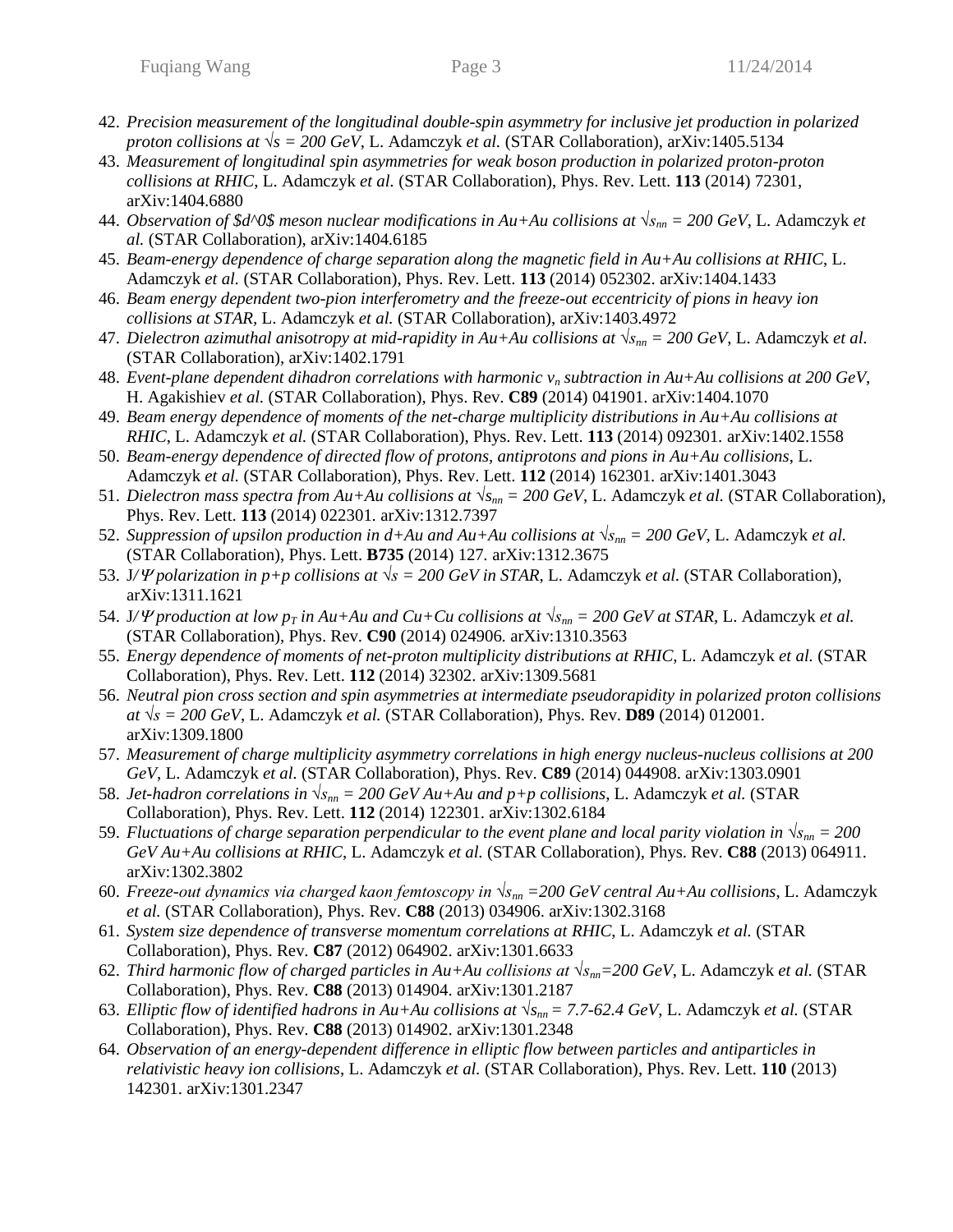42. *Precision measurement of the longitudinal double-spin asymmetry for inclusive jet production in polarized proton collisions at $\sqrt{s}$ = 200 GeV*, L. Adamczyk *et al.* (STAR Collaboration), arXiv:1405.5134
43. *Measurement of longitudinal spin asymmetries for weak boson production in polarized proton-proton collisions at RHIC*, L. Adamczyk *et al.* (STAR Collaboration), Phys. Rev. Lett. **113** (2014) 72301, arXiv:1404.6880
44. *Observation of $d^0$ meson nuclear modifications in Au+Au collisions at $\sqrt{s_{nn}}$ = 200 GeV*, L. Adamczyk *et al.* (STAR Collaboration), arXiv:1404.6185
45. *Beam-energy dependence of charge separation along the magnetic field in Au+Au collisions at RHIC*, L. Adamczyk *et al.* (STAR Collaboration), Phys. Rev. Lett. **113** (2014) 052302. arXiv:1404.1433
46. *Beam energy dependent two-pion interferometry and the freeze-out eccentricity of pions in heavy ion collisions at STAR*, L. Adamczyk *et al.* (STAR Collaboration), arXiv:1403.4972
47. *Dielectron azimuthal anisotropy at mid-rapidity in Au+Au collisions at $\sqrt{s_{nn}}$ = 200 GeV*, L. Adamczyk *et al.* (STAR Collaboration), arXiv:1402.1791
48. *Event-plane dependent dihadron correlations with harmonic $v_n$ subtraction in Au+Au collisions at 200 GeV*, H. Agakishiev *et al.* (STAR Collaboration), Phys. Rev. **C89** (2014) 041901. arXiv:1404.1070
49. *Beam energy dependence of moments of the net-charge multiplicity distributions in Au+Au collisions at RHIC*, L. Adamczyk *et al.* (STAR Collaboration), Phys. Rev. Lett. **113** (2014) 092301. arXiv:1402.1558
50. *Beam-energy dependence of directed flow of protons, antiprotons and pions in Au+Au collisions*, L. Adamczyk *et al.* (STAR Collaboration), Phys. Rev. Lett. **112** (2014) 162301. arXiv:1401.3043
51. *Dielectron mass spectra from Au+Au collisions at $\sqrt{s_{nn}}$ = 200 GeV*, L. Adamczyk *et al.* (STAR Collaboration), Phys. Rev. Lett. **113** (2014) 022301. arXiv:1312.7397
52. *Suppression of upsilon production in d+Au and Au+Au collisions at $\sqrt{s_{nn}}$ = 200 GeV*, L. Adamczyk *et al.* (STAR Collaboration), Phys. Lett. **B735** (2014) 127. arXiv:1312.3675
53. *J/Ψ polarization in p+p collisions at $\sqrt{s}$ = 200 GeV in STAR*, L. Adamczyk *et al.* (STAR Collaboration), arXiv:1311.1621
54. *J/Ψ production at low $p_T$ in Au+Au and Cu+Cu collisions at $\sqrt{s_{nn}}$ = 200 GeV at STAR*, L. Adamczyk *et al.* (STAR Collaboration), Phys. Rev. **C90** (2014) 024906. arXiv:1310.3563
55. *Energy dependence of moments of net-proton multiplicity distributions at RHIC*, L. Adamczyk *et al.* (STAR Collaboration), Phys. Rev. Lett. **112** (2014) 32302. arXiv:1309.5681
56. *Neutral pion cross section and spin asymmetries at intermediate pseudorapidity in polarized proton collisions at $\sqrt{s}$ = 200 GeV*, L. Adamczyk *et al.* (STAR Collaboration), Phys. Rev. **D89** (2014) 012001. arXiv:1309.1800
57. *Measurement of charge multiplicity asymmetry correlations in high energy nucleus-nucleus collisions at 200 GeV*, L. Adamczyk *et al.* (STAR Collaboration), Phys. Rev. **C89** (2014) 044908. arXiv:1303.0901
58. *Jet-hadron correlations in $\sqrt{s_{nn}}$ = 200 GeV Au+Au and p+p collisions*, L. Adamczyk *et al.* (STAR Collaboration), Phys. Rev. Lett. **112** (2014) 122301. arXiv:1302.6184
59. *Fluctuations of charge separation perpendicular to the event plane and local parity violation in $\sqrt{s_{nn}}$ = 200 GeV Au+Au collisions at RHIC*, L. Adamczyk *et al.* (STAR Collaboration), Phys. Rev. **C88** (2013) 064911. arXiv:1302.3802
60. *Freeze-out dynamics via charged kaon femtoscopy in $\sqrt{s_{nn}}$ =200 GeV central Au+Au collisions*, L. Adamczyk *et al.* (STAR Collaboration), Phys. Rev. **C88** (2013) 034906. arXiv:1302.3168
61. *System size dependence of transverse momentum correlations at RHIC*, L. Adamczyk *et al.* (STAR Collaboration), Phys. Rev. **C87** (2012) 064902. arXiv:1301.6633
62. *Third harmonic flow of charged particles in Au+Au collisions at $\sqrt{s_{nn}}$=200 GeV*, L. Adamczyk *et al.* (STAR Collaboration), Phys. Rev. **C88** (2013) 014904. arXiv:1301.2187
63. *Elliptic flow of identified hadrons in Au+Au collisions at $\sqrt{s_{nn}}$ = 7.7-62.4 GeV*, L. Adamczyk *et al.* (STAR Collaboration), Phys. Rev. **C88** (2013) 014902. arXiv:1301.2348
64. *Observation of an energy-dependent difference in elliptic flow between particles and antiparticles in relativistic heavy ion collisions*, L. Adamczyk *et al.* (STAR Collaboration), Phys. Rev. Lett. **110** (2013) 142301. arXiv:1301.2347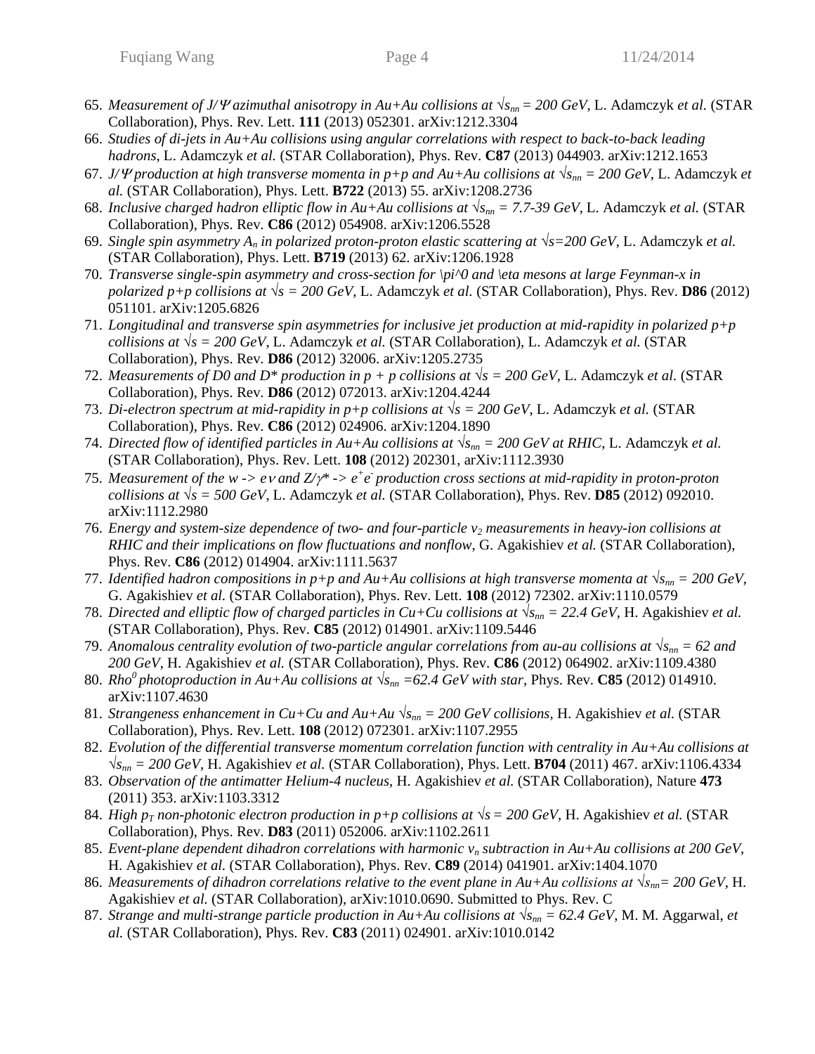65. *Measurement of J/Ψ azimuthal anisotropy in Au+Au collisions at $\sqrt{s_{nn}}$ = 200 GeV*, L. Adamczyk *et al.* (STAR Collaboration), Phys. Rev. Lett. **111** (2013) 052301. arXiv:1212.3304
66. *Studies of di-jets in Au+Au collisions using angular correlations with respect to back-to-back leading hadrons*, L. Adamczyk *et al.* (STAR Collaboration), Phys. Rev. **C87** (2013) 044903. arXiv:1212.1653
67. *J/Ψ production at high transverse momenta in p+p and Au+Au collisions at $\sqrt{s_{nn}}$ = 200 GeV*, L. Adamczyk *et al.* (STAR Collaboration), Phys. Lett. **B722** (2013) 55. arXiv:1208.2736
68. *Inclusive charged hadron elliptic flow in Au+Au collisions at $\sqrt{s_{nn}}$ = 7.7-39 GeV*, L. Adamczyk *et al.* (STAR Collaboration), Phys. Rev. **C86** (2012) 054908. arXiv:1206.5528
69. *Single spin asymmetry $A_n$ in polarized proton-proton elastic scattering at $\sqrt{s}$=200 GeV*, L. Adamczyk *et al.* (STAR Collaboration), Phys. Lett. **B719** (2013) 62. arXiv:1206.1928
70. *Transverse single-spin asymmetry and cross-section for \pi^0 and \eta mesons at large Feynman-x in polarized p+p collisions at $\sqrt{s}$ = 200 GeV*, L. Adamczyk *et al.* (STAR Collaboration), Phys. Rev. **D86** (2012) 051101. arXiv:1205.6826
71. *Longitudinal and transverse spin asymmetries for inclusive jet production at mid-rapidity in polarized p+p collisions at $\sqrt{s}$ = 200 GeV*, L. Adamczyk *et al.* (STAR Collaboration), L. Adamczyk *et al.* (STAR Collaboration), Phys. Rev. **D86** (2012) 32006. arXiv:1205.2735
72. *Measurements of D0 and D\* production in p + p collisions at $\sqrt{s}$ = 200 GeV*, L. Adamczyk *et al.* (STAR Collaboration), Phys. Rev. **D86** (2012) 072013. arXiv:1204.4244
73. *Di-electron spectrum at mid-rapidity in p+p collisions at $\sqrt{s}$ = 200 GeV*, L. Adamczyk *et al.* (STAR Collaboration), Phys. Rev. **C86** (2012) 024906. arXiv:1204.1890
74. *Directed flow of identified particles in Au+Au collisions at $\sqrt{s_{nn}}$ = 200 GeV at RHIC*, L. Adamczyk *et al.* (STAR Collaboration), Phys. Rev. Lett. **108** (2012) 202301, arXiv:1112.3930
75. *Measurement of the w -> eν and Z/γ\* -> $e^+e^-$ production cross sections at mid-rapidity in proton-proton collisions at $\sqrt{s}$ = 500 GeV*, L. Adamczyk *et al.* (STAR Collaboration), Phys. Rev. **D85** (2012) 092010. arXiv:1112.2980
76. *Energy and system-size dependence of two- and four-particle $v_2$ measurements in heavy-ion collisions at RHIC and their implications on flow fluctuations and nonflow*, G. Agakishiev *et al.* (STAR Collaboration), Phys. Rev. **C86** (2012) 014904. arXiv:1111.5637
77. *Identified hadron compositions in p+p and Au+Au collisions at high transverse momenta at $\sqrt{s_{nn}}$ = 200 GeV*, G. Agakishiev *et al.* (STAR Collaboration), Phys. Rev. Lett. **108** (2012) 72302. arXiv:1110.0579
78. *Directed and elliptic flow of charged particles in Cu+Cu collisions at $\sqrt{s_{nn}}$ = 22.4 GeV*, H. Agakishiev *et al.* (STAR Collaboration), Phys. Rev. **C85** (2012) 014901. arXiv:1109.5446
79. *Anomalous centrality evolution of two-particle angular correlations from au-au collisions at $\sqrt{s_{nn}}$ = 62 and 200 GeV*, H. Agakishiev *et al.* (STAR Collaboration), Phys. Rev. **C86** (2012) 064902. arXiv:1109.4380
80. *$Rho^0$ photoproduction in Au+Au collisions at $\sqrt{s_{nn}}$ =62.4 GeV with star*, Phys. Rev. **C85** (2012) 014910. arXiv:1107.4630
81. *Strangeness enhancement in Cu+Cu and Au+Au $\sqrt{s_{nn}}$ = 200 GeV collisions*, H. Agakishiev *et al.* (STAR Collaboration), Phys. Rev. Lett. **108** (2012) 072301. arXiv:1107.2955
82. *Evolution of the differential transverse momentum correlation function with centrality in Au+Au collisions at $\sqrt{s_{nn}}$ = 200 GeV*, H. Agakishiev *et al.* (STAR Collaboration), Phys. Lett. **B704** (2011) 467. arXiv:1106.4334
83. *Observation of the antimatter Helium-4 nucleus*, H. Agakishiev *et al.* (STAR Collaboration), Nature **473** (2011) 353. arXiv:1103.3312
84. *High $p_T$ non-photonic electron production in p+p collisions at $\sqrt{s}$ = 200 GeV*, H. Agakishiev *et al.* (STAR Collaboration), Phys. Rev. **D83** (2011) 052006. arXiv:1102.2611
85. *Event-plane dependent dihadron correlations with harmonic $v_n$ subtraction in Au+Au collisions at 200 GeV*, H. Agakishiev *et al.* (STAR Collaboration), Phys. Rev. **C89** (2014) 041901. arXiv:1404.1070
86. *Measurements of dihadron correlations relative to the event plane in Au+Au collisions at $\sqrt{s_{nn}}$= 200 GeV*, H. Agakishiev *et al.* (STAR Collaboration), arXiv:1010.0690. Submitted to Phys. Rev. C
87. *Strange and multi-strange particle production in Au+Au collisions at $\sqrt{s_{nn}}$ = 62.4 GeV*, M. M. Aggarwal, *et al.* (STAR Collaboration), Phys. Rev. **C83** (2011) 024901. arXiv:1010.0142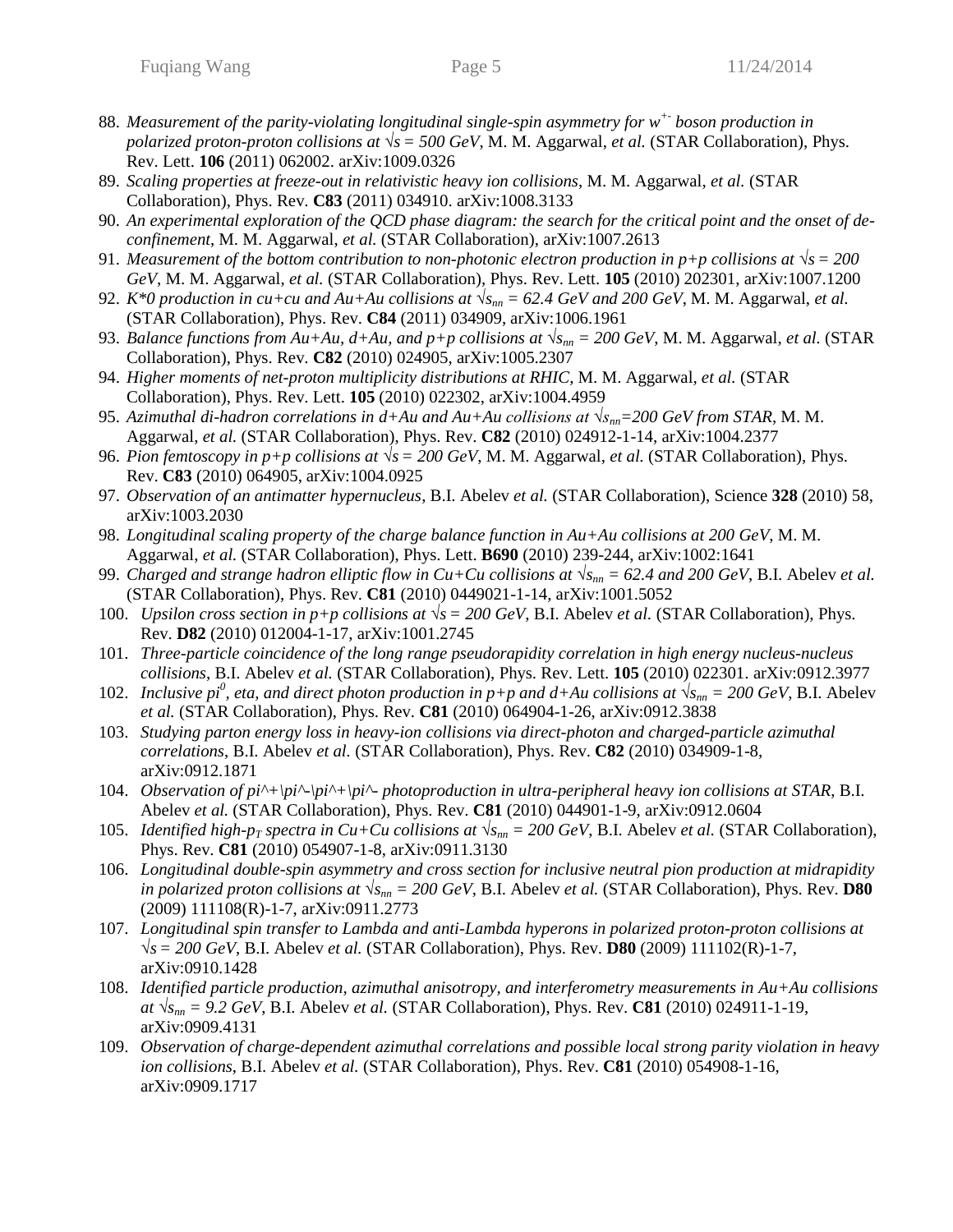88. *Measurement of the parity-violating longitudinal single-spin asymmetry for $w^{+-}$ boson production in polarized proton-proton collisions at $\sqrt{s}$ = 500 GeV*, M. M. Aggarwal, *et al.* (STAR Collaboration), Phys. Rev. Lett. **106** (2011) 062002. arXiv:1009.0326
89. *Scaling properties at freeze-out in relativistic heavy ion collisions*, M. M. Aggarwal, *et al.* (STAR Collaboration), Phys. Rev. **C83** (2011) 034910. arXiv:1008.3133
90. *An experimental exploration of the QCD phase diagram: the search for the critical point and the onset of de-confinement*, M. M. Aggarwal, *et al.* (STAR Collaboration), arXiv:1007.2613
91. *Measurement of the bottom contribution to non-photonic electron production in p+p collisions at $\sqrt{s}$ = 200 GeV*, M. M. Aggarwal, *et al.* (STAR Collaboration), Phys. Rev. Lett. **105** (2010) 202301, arXiv:1007.1200
92. *K\*0 production in cu+cu and Au+Au collisions at $\sqrt{s_{nn}}$ = 62.4 GeV and 200 GeV*, M. M. Aggarwal, *et al.* (STAR Collaboration), Phys. Rev. **C84** (2011) 034909, arXiv:1006.1961
93. *Balance functions from Au+Au, d+Au, and p+p collisions at $\sqrt{s_{nn}}$ = 200 GeV*, M. M. Aggarwal, *et al.* (STAR Collaboration), Phys. Rev. **C82** (2010) 024905, arXiv:1005.2307
94. *Higher moments of net-proton multiplicity distributions at RHIC*, M. M. Aggarwal, *et al.* (STAR Collaboration), Phys. Rev. Lett. **105** (2010) 022302, arXiv:1004.4959
95. *Azimuthal di-hadron correlations in d+Au and Au+Au collisions at $\sqrt{s_{nn}}$=200 GeV from STAR*, M. M. Aggarwal, *et al.* (STAR Collaboration), Phys. Rev. **C82** (2010) 024912-1-14, arXiv:1004.2377
96. *Pion femtoscopy in p+p collisions at $\sqrt{s}$ = 200 GeV*, M. M. Aggarwal, *et al.* (STAR Collaboration), Phys. Rev. **C83** (2010) 064905, arXiv:1004.0925
97. *Observation of an antimatter hypernucleus*, B.I. Abelev *et al.* (STAR Collaboration), Science **328** (2010) 58, arXiv:1003.2030
98. *Longitudinal scaling property of the charge balance function in Au+Au collisions at 200 GeV*, M. M. Aggarwal, *et al.* (STAR Collaboration), Phys. Lett. **B690** (2010) 239-244, arXiv:1002:1641
99. *Charged and strange hadron elliptic flow in Cu+Cu collisions at $\sqrt{s_{nn}}$ = 62.4 and 200 GeV*, B.I. Abelev *et al.* (STAR Collaboration), Phys. Rev. **C81** (2010) 0449021-1-14, arXiv:1001.5052
100. *Upsilon cross section in p+p collisions at $\sqrt{s}$ = 200 GeV*, B.I. Abelev *et al.* (STAR Collaboration), Phys. Rev. **D82** (2010) 012004-1-17, arXiv:1001.2745
101. *Three-particle coincidence of the long range pseudorapidity correlation in high energy nucleus-nucleus collisions*, B.I. Abelev *et al.* (STAR Collaboration), Phys. Rev. Lett. **105** (2010) 022301. arXiv:0912.3977
102. *Inclusive $pi^0$, eta, and direct photon production in p+p and d+Au collisions at $\sqrt{s_{nn}}$ = 200 GeV*, B.I. Abelev *et al.* (STAR Collaboration), Phys. Rev. **C81** (2010) 064904-1-26, arXiv:0912.3838
103. *Studying parton energy loss in heavy-ion collisions via direct-photon and charged-particle azimuthal correlations*, B.I. Abelev *et al.* (STAR Collaboration), Phys. Rev. **C82** (2010) 034909-1-8, arXiv:0912.1871
104. *Observation of pi^+\pi^-\pi^+\pi^- photoproduction in ultra-peripheral heavy ion collisions at STAR*, B.I. Abelev *et al.* (STAR Collaboration), Phys. Rev. **C81** (2010) 044901-1-9, arXiv:0912.0604
105. *Identified high-$p_T$ spectra in Cu+Cu collisions at $\sqrt{s_{nn}}$ = 200 GeV*, B.I. Abelev *et al.* (STAR Collaboration), Phys. Rev. **C81** (2010) 054907-1-8, arXiv:0911.3130
106. *Longitudinal double-spin asymmetry and cross section for inclusive neutral pion production at midrapidity in polarized proton collisions at $\sqrt{s_{nn}}$ = 200 GeV*, B.I. Abelev *et al.* (STAR Collaboration), Phys. Rev. **D80** (2009) 111108(R)-1-7, arXiv:0911.2773
107. *Longitudinal spin transfer to Lambda and anti-Lambda hyperons in polarized proton-proton collisions at $\sqrt{s}$ = 200 GeV*, B.I. Abelev *et al.* (STAR Collaboration), Phys. Rev. **D80** (2009) 111102(R)-1-7, arXiv:0910.1428
108. *Identified particle production, azimuthal anisotropy, and interferometry measurements in Au+Au collisions at $\sqrt{s_{nn}}$ = 9.2 GeV*, B.I. Abelev *et al.* (STAR Collaboration), Phys. Rev. **C81** (2010) 024911-1-19, arXiv:0909.4131
109. *Observation of charge-dependent azimuthal correlations and possible local strong parity violation in heavy ion collisions*, B.I. Abelev *et al.* (STAR Collaboration), Phys. Rev. **C81** (2010) 054908-1-16, arXiv:0909.1717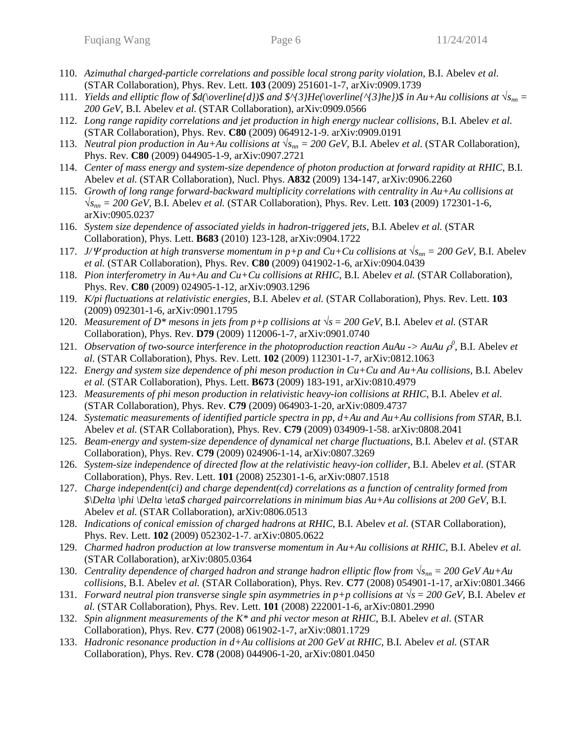110. *Azimuthal charged-particle correlations and possible local strong parity violation*, B.I. Abelev *et al.* (STAR Collaboration), Phys. Rev. Lett. **103** (2009) 251601-1-7, arXiv:0909.1739
111. *Yields and elliptic flow of $d(\overline{d})$ and $^{3}He(\overline{^{3}he})$ in Au+Au collisions at $\sqrt{s_{nn}}$ = 200 GeV*, B.I. Abelev *et al.* (STAR Collaboration), arXiv:0909.0566
112. *Long range rapidity correlations and jet production in high energy nuclear collisions*, B.I. Abelev *et al.* (STAR Collaboration), Phys. Rev. **C80** (2009) 064912-1-9. arXiv:0909.0191
113. *Neutral pion production in Au+Au collisions at $\sqrt{s_{nn}}$ = 200 GeV*, B.I. Abelev *et al.* (STAR Collaboration), Phys. Rev. **C80** (2009) 044905-1-9, arXiv:0907.2721
114. *Center of mass energy and system-size dependence of photon production at forward rapidity at RHIC*, B.I. Abelev *et al.* (STAR Collaboration), Nucl. Phys. **A832** (2009) 134-147, arXiv:0906.2260
115. *Growth of long range forward-backward multiplicity correlations with centrality in Au+Au collisions at $\sqrt{s_{nn}}$ = 200 GeV*, B.I. Abelev *et al.* (STAR Collaboration), Phys. Rev. Lett. **103** (2009) 172301-1-6, arXiv:0905.0237
116. *System size dependence of associated yields in hadron-triggered jets*, B.I. Abelev *et al.* (STAR Collaboration), Phys. Lett. **B683** (2010) 123-128, arXiv:0904.1722
117. *J/Ψ production at high transverse momentum in p+p and Cu+Cu collisions at $\sqrt{s_{nn}}$ = 200 GeV*, B.I. Abelev *et al.* (STAR Collaboration), Phys. Rev. **C80** (2009) 041902-1-6, arXiv:0904.0439
118. *Pion interferometry in Au+Au and Cu+Cu collisions at RHIC*, B.I. Abelev *et al.* (STAR Collaboration), Phys. Rev. **C80** (2009) 024905-1-12, arXiv:0903.1296
119. *K/pi fluctuations at relativistic energies*, B.I. Abelev *et al.* (STAR Collaboration), Phys. Rev. Lett. **103** (2009) 092301-1-6, arXiv:0901.1795
120. *Measurement of D\* mesons in jets from p+p collisions at $\sqrt{s}$ = 200 GeV*, B.I. Abelev *et al.* (STAR Collaboration), Phys. Rev. **D79** (2009) 112006-1-7, arXiv:0901.0740
121. *Observation of two-source interference in the photoproduction reaction AuAu -> AuAu $\rho^0$*, B.I. Abelev *et al.* (STAR Collaboration), Phys. Rev. Lett. **102** (2009) 112301-1-7, arXiv:0812.1063
122. *Energy and system size dependence of phi meson production in Cu+Cu and Au+Au collisions*, B.I. Abelev *et al.* (STAR Collaboration), Phys. Lett. **B673** (2009) 183-191, arXiv:0810.4979
123. *Measurements of phi meson production in relativistic heavy-ion collisions at RHIC*, B.I. Abelev *et al.* (STAR Collaboration), Phys. Rev. **C79** (2009) 064903-1-20, arXiv:0809.4737
124. *Systematic measurements of identified particle spectra in pp, d+Au and Au+Au collisions from STAR*, B.I. Abelev *et al.* (STAR Collaboration), Phys. Rev. **C79** (2009) 034909-1-58. arXiv:0808.2041
125. *Beam-energy and system-size dependence of dynamical net charge fluctuations*, B.I. Abelev *et al.* (STAR Collaboration), Phys. Rev. **C79** (2009) 024906-1-14, arXiv:0807.3269
126. *System-size independence of directed flow at the relativistic heavy-ion collider*, B.I. Abelev *et al.* (STAR Collaboration), Phys. Rev. Lett. **101** (2008) 252301-1-6, arXiv:0807.1518
127. *Charge independent(ci) and charge dependent(cd) correlations as a function of centrality formed from $\Delta \phi \Delta \eta$ charged paircorrelations in minimum bias Au+Au collisions at 200 GeV*, B.I. Abelev *et al.* (STAR Collaboration), arXiv:0806.0513
128. *Indications of conical emission of charged hadrons at RHIC*, B.I. Abelev *et al.* (STAR Collaboration), Phys. Rev. Lett. **102** (2009) 052302-1-7. arXiv:0805.0622
129. *Charmed hadron production at low transverse momentum in Au+Au collisions at RHIC*, B.I. Abelev *et al.* (STAR Collaboration), arXiv:0805.0364
130. *Centrality dependence of charged hadron and strange hadron elliptic flow from $\sqrt{s_{nn}}$ = 200 GeV Au+Au collisions*, B.I. Abelev *et al.* (STAR Collaboration), Phys. Rev. **C77** (2008) 054901-1-17, arXiv:0801.3466
131. *Forward neutral pion transverse single spin asymmetries in p+p collisions at $\sqrt{s}$ = 200 GeV*, B.I. Abelev *et al.* (STAR Collaboration), Phys. Rev. Lett. **101** (2008) 222001-1-6, arXiv:0801.2990
132. *Spin alignment measurements of the K\* and phi vector meson at RHIC*, B.I. Abelev *et al.* (STAR Collaboration), Phys. Rev. **C77** (2008) 061902-1-7, arXiv:0801.1729
133. *Hadronic resonance production in d+Au collisions at 200 GeV at RHIC*, B.I. Abelev *et al.* (STAR Collaboration), Phys. Rev. **C78** (2008) 044906-1-20, arXiv:0801.0450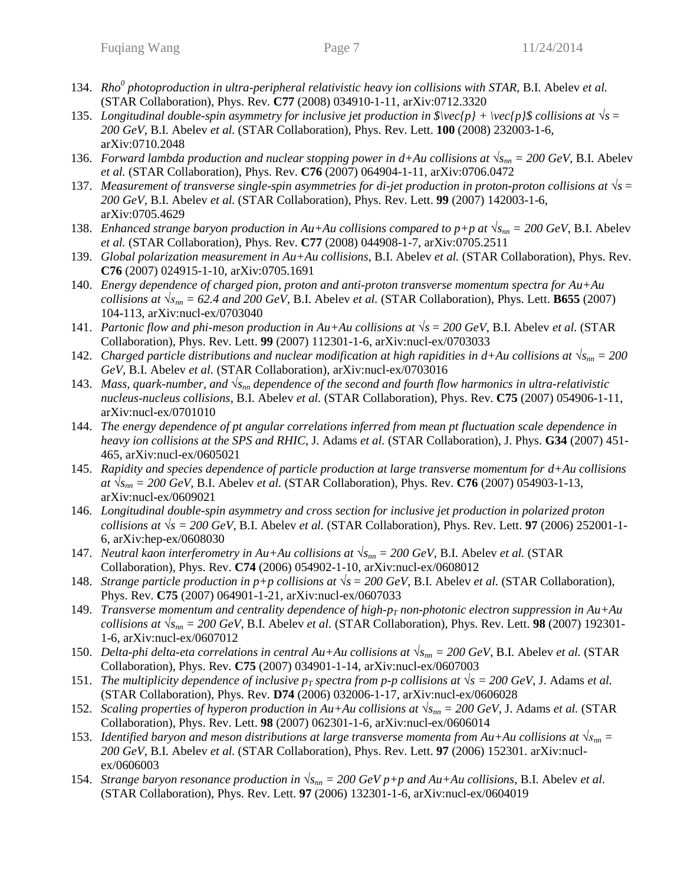134. *Rho[0] photoproduction in ultra-peripheral relativistic heavy ion collisions with STAR*, B.I. Abelev *et al.* (STAR Collaboration), Phys. Rev. **C77** (2008) 034910-1-11, arXiv:0712.3320
135. *Longitudinal double-spin asymmetry for inclusive jet production in $\vec{p} + \vec{p}$ collisions at $\sqrt{s}$ = 200 GeV*, B.I. Abelev *et al.* (STAR Collaboration), Phys. Rev. Lett. **100** (2008) 232003-1-6, arXiv:0710.2048
136. *Forward lambda production and nuclear stopping power in d+Au collisions at $\sqrt{s_{nn}}$ = 200 GeV*, B.I. Abelev *et al.* (STAR Collaboration), Phys. Rev. **C76** (2007) 064904-1-11, arXiv:0706.0472
137. *Measurement of transverse single-spin asymmetries for di-jet production in proton-proton collisions at $\sqrt{s}$ = 200 GeV*, B.I. Abelev *et al.* (STAR Collaboration), Phys. Rev. Lett. **99** (2007) 142003-1-6, arXiv:0705.4629
138. *Enhanced strange baryon production in Au+Au collisions compared to p+p at $\sqrt{s_{nn}}$ = 200 GeV*, B.I. Abelev *et al.* (STAR Collaboration), Phys. Rev. **C77** (2008) 044908-1-7, arXiv:0705.2511
139. *Global polarization measurement in Au+Au collisions*, B.I. Abelev *et al.* (STAR Collaboration), Phys. Rev. **C76** (2007) 024915-1-10, arXiv:0705.1691
140. *Energy dependence of charged pion, proton and anti-proton transverse momentum spectra for Au+Au collisions at $\sqrt{s_{nn}}$ = 62.4 and 200 GeV*, B.I. Abelev *et al.* (STAR Collaboration), Phys. Lett. **B655** (2007) 104-113, arXiv:nucl-ex/0703040
141. *Partonic flow and phi-meson production in Au+Au collisions at $\sqrt{s}$ = 200 GeV*, B.I. Abelev *et al.* (STAR Collaboration), Phys. Rev. Lett. **99** (2007) 112301-1-6, arXiv:nucl-ex/0703033
142. *Charged particle distributions and nuclear modification at high rapidities in d+Au collisions at $\sqrt{s_{nn}}$ = 200 GeV*, B.I. Abelev *et al.* (STAR Collaboration), arXiv:nucl-ex/0703016
143. *Mass, quark-number, and $\sqrt{s_{nn}}$ dependence of the second and fourth flow harmonics in ultra-relativistic nucleus-nucleus collisions*, B.I. Abelev *et al.* (STAR Collaboration), Phys. Rev. **C75** (2007) 054906-1-11, arXiv:nucl-ex/0701010
144. *The energy dependence of pt angular correlations inferred from mean pt fluctuation scale dependence in heavy ion collisions at the SPS and RHIC*, J. Adams *et al.* (STAR Collaboration), J. Phys. **G34** (2007) 451-465, arXiv:nucl-ex/0605021
145. *Rapidity and species dependence of particle production at large transverse momentum for d+Au collisions at $\sqrt{s_{nn}}$ = 200 GeV*, B.I. Abelev *et al.* (STAR Collaboration), Phys. Rev. **C76** (2007) 054903-1-13, arXiv:nucl-ex/0609021
146. *Longitudinal double-spin asymmetry and cross section for inclusive jet production in polarized proton collisions at $\sqrt{s}$ = 200 GeV*, B.I. Abelev *et al.* (STAR Collaboration), Phys. Rev. Lett. **97** (2006) 252001-1-6, arXiv:hep-ex/0608030
147. *Neutral kaon interferometry in Au+Au collisions at $\sqrt{s_{nn}}$ = 200 GeV*, B.I. Abelev *et al.* (STAR Collaboration), Phys. Rev. **C74** (2006) 054902-1-10, arXiv:nucl-ex/0608012
148. *Strange particle production in p+p collisions at $\sqrt{s}$ = 200 GeV*, B.I. Abelev *et al.* (STAR Collaboration), Phys. Rev. **C75** (2007) 064901-1-21, arXiv:nucl-ex/0607033
149. *Transverse momentum and centrality dependence of high-$p_T$ non-photonic electron suppression in Au+Au collisions at $\sqrt{s_{nn}}$ = 200 GeV*, B.I. Abelev *et al.* (STAR Collaboration), Phys. Rev. Lett. **98** (2007) 192301-1-6, arXiv:nucl-ex/0607012
150. *Delta-phi delta-eta correlations in central Au+Au collisions at $\sqrt{s_{nn}}$ = 200 GeV*, B.I. Abelev *et al.* (STAR Collaboration), Phys. Rev. **C75** (2007) 034901-1-14, arXiv:nucl-ex/0607003
151. *The multiplicity dependence of inclusive $p_T$ spectra from p-p collisions at $\sqrt{s}$ = 200 GeV*, J. Adams *et al.* (STAR Collaboration), Phys. Rev. **D74** (2006) 032006-1-17, arXiv:nucl-ex/0606028
152. *Scaling properties of hyperon production in Au+Au collisions at $\sqrt{s_{nn}}$ = 200 GeV*, J. Adams *et al.* (STAR Collaboration), Phys. Rev. Lett. **98** (2007) 062301-1-6, arXiv:nucl-ex/0606014
153. *Identified baryon and meson distributions at large transverse momenta from Au+Au collisions at $\sqrt{s_{nn}}$ = 200 GeV*, B.I. Abelev *et al.* (STAR Collaboration), Phys. Rev. Lett. **97** (2006) 152301. arXiv:nucl-ex/0606003
154. *Strange baryon resonance production in $\sqrt{s_{nn}}$ = 200 GeV p+p and Au+Au collisions*, B.I. Abelev *et al.* (STAR Collaboration), Phys. Rev. Lett. **97** (2006) 132301-1-6, arXiv:nucl-ex/0604019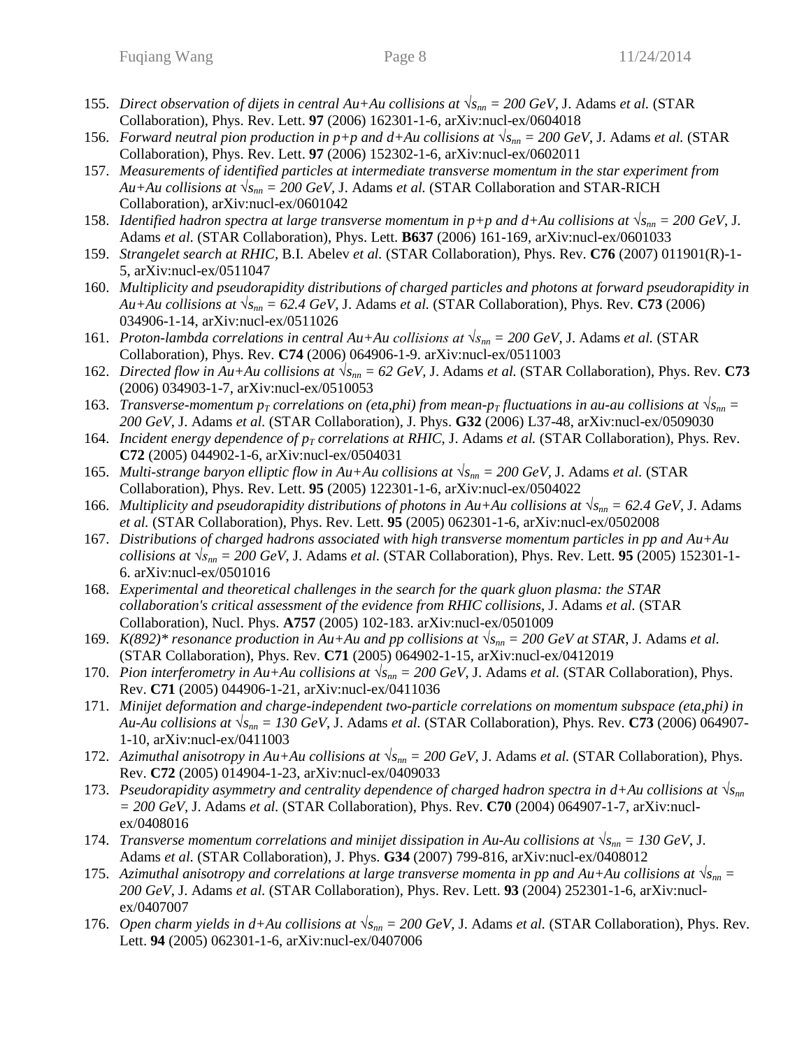155. *Direct observation of dijets in central Au+Au collisions at $\sqrt{s_{nn}}$ = 200 GeV*, J. Adams *et al.* (STAR Collaboration), Phys. Rev. Lett. **97** (2006) 162301-1-6, arXiv:nucl-ex/0604018
156. *Forward neutral pion production in p+p and d+Au collisions at $\sqrt{s_{nn}}$ = 200 GeV*, J. Adams *et al.* (STAR Collaboration), Phys. Rev. Lett. **97** (2006) 152302-1-6, arXiv:nucl-ex/0602011
157. *Measurements of identified particles at intermediate transverse momentum in the star experiment from Au+Au collisions at $\sqrt{s_{nn}}$ = 200 GeV*, J. Adams *et al.* (STAR Collaboration and STAR-RICH Collaboration), arXiv:nucl-ex/0601042
158. *Identified hadron spectra at large transverse momentum in p+p and d+Au collisions at $\sqrt{s_{nn}}$ = 200 GeV*, J. Adams *et al*. (STAR Collaboration), Phys. Lett. **B637** (2006) 161-169, arXiv:nucl-ex/0601033
159. *Strangelet search at RHIC*, B.I. Abelev *et al.* (STAR Collaboration), Phys. Rev. **C76** (2007) 011901(R)-1-5, arXiv:nucl-ex/0511047
160. *Multiplicity and pseudorapidity distributions of charged particles and photons at forward pseudorapidity in Au+Au collisions at $\sqrt{s_{nn}}$ = 62.4 GeV*, J. Adams *et al.* (STAR Collaboration), Phys. Rev. **C73** (2006) 034906-1-14, arXiv:nucl-ex/0511026
161. *Proton-lambda correlations in central Au+Au collisions at $\sqrt{s_{nn}}$ = 200 GeV*, J. Adams *et al.* (STAR Collaboration), Phys. Rev. **C74** (2006) 064906-1-9. arXiv:nucl-ex/0511003
162. *Directed flow in Au+Au collisions at $\sqrt{s_{nn}}$ = 62 GeV*, J. Adams *et al.* (STAR Collaboration), Phys. Rev. **C73** (2006) 034903-1-7, arXiv:nucl-ex/0510053
163. *Transverse-momentum $p_T$ correlations on (eta,phi) from mean-$p_T$ fluctuations in au-au collisions at $\sqrt{s_{nn}}$ = 200 GeV*, J. Adams *et al*. (STAR Collaboration), J. Phys. **G32** (2006) L37-48, arXiv:nucl-ex/0509030
164. *Incident energy dependence of $p_T$ correlations at RHIC*, J. Adams *et al.* (STAR Collaboration), Phys. Rev. **C72** (2005) 044902-1-6, arXiv:nucl-ex/0504031
165. *Multi-strange baryon elliptic flow in Au+Au collisions at $\sqrt{s_{nn}}$ = 200 GeV*, J. Adams *et al.* (STAR Collaboration), Phys. Rev. Lett. **95** (2005) 122301-1-6, arXiv:nucl-ex/0504022
166. *Multiplicity and pseudorapidity distributions of photons in Au+Au collisions at $\sqrt{s_{nn}}$ = 62.4 GeV*, J. Adams *et al.* (STAR Collaboration), Phys. Rev. Lett. **95** (2005) 062301-1-6, arXiv:nucl-ex/0502008
167. *Distributions of charged hadrons associated with high transverse momentum particles in pp and Au+Au collisions at $\sqrt{s_{nn}}$ = 200 GeV*, J. Adams *et al.* (STAR Collaboration), Phys. Rev. Lett. **95** (2005) 152301-1-6. arXiv:nucl-ex/0501016
168. *Experimental and theoretical challenges in the search for the quark gluon plasma: the STAR collaboration's critical assessment of the evidence from RHIC collisions*, J. Adams *et al.* (STAR Collaboration), Nucl. Phys. **A757** (2005) 102-183. arXiv:nucl-ex/0501009
169. *K(892)* resonance production in Au+Au and pp collisions at $\sqrt{s_{nn}}$ = 200 GeV at STAR*, J. Adams *et al.* (STAR Collaboration), Phys. Rev. **C71** (2005) 064902-1-15, arXiv:nucl-ex/0412019
170. *Pion interferometry in Au+Au collisions at $\sqrt{s_{nn}}$ = 200 GeV*, J. Adams *et al.* (STAR Collaboration), Phys. Rev. **C71** (2005) 044906-1-21, arXiv:nucl-ex/0411036
171. *Minijet deformation and charge-independent two-particle correlations on momentum subspace (eta,phi) in Au-Au collisions at $\sqrt{s_{nn}}$ = 130 GeV*, J. Adams *et al.* (STAR Collaboration), Phys. Rev. **C73** (2006) 064907-1-10, arXiv:nucl-ex/0411003
172. *Azimuthal anisotropy in Au+Au collisions at $\sqrt{s_{nn}}$ = 200 GeV*, J. Adams *et al.* (STAR Collaboration), Phys. Rev. **C72** (2005) 014904-1-23, arXiv:nucl-ex/0409033
173. *Pseudorapidity asymmetry and centrality dependence of charged hadron spectra in d+Au collisions at $\sqrt{s_{nn}}$ = 200 GeV*, J. Adams *et al.* (STAR Collaboration), Phys. Rev. **C70** (2004) 064907-1-7, arXiv:nucl-ex/0408016
174. *Transverse momentum correlations and minijet dissipation in Au-Au collisions at $\sqrt{s_{nn}}$ = 130 GeV*, J. Adams *et al*. (STAR Collaboration), J. Phys. **G34** (2007) 799-816, arXiv:nucl-ex/0408012
175. *Azimuthal anisotropy and correlations at large transverse momenta in pp and Au+Au collisions at $\sqrt{s_{nn}}$ = 200 GeV*, J. Adams *et al*. (STAR Collaboration), Phys. Rev. Lett. **93** (2004) 252301-1-6, arXiv:nucl-ex/0407007
176. *Open charm yields in d+Au collisions at $\sqrt{s_{nn}}$ = 200 GeV*, J. Adams *et al.* (STAR Collaboration), Phys. Rev. Lett. **94** (2005) 062301-1-6, arXiv:nucl-ex/0407006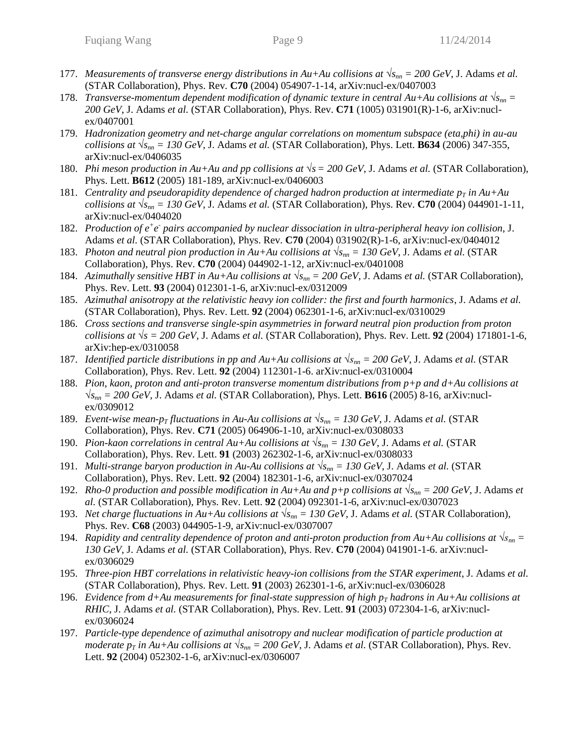177. *Measurements of transverse energy distributions in Au+Au collisions at $\sqrt{s_{nn}}$ = 200 GeV*, J. Adams *et al.* (STAR Collaboration), Phys. Rev. **C70** (2004) 054907-1-14, arXiv:nucl-ex/0407003
178. *Transverse-momentum dependent modification of dynamic texture in central Au+Au collisions at $\sqrt{s_{nn}}$ = 200 GeV*, J. Adams *et al.* (STAR Collaboration), Phys. Rev. **C71** (1005) 031901(R)-1-6, arXiv:nucl-ex/0407001
179. *Hadronization geometry and net-charge angular correlations on momentum subspace (eta,phi) in au-au collisions at $\sqrt{s_{nn}}$ = 130 GeV*, J. Adams *et al.* (STAR Collaboration), Phys. Lett. **B634** (2006) 347-355, arXiv:nucl-ex/0406035
180. *Phi meson production in Au+Au and pp collisions at $\sqrt{s}$ = 200 GeV*, J. Adams *et al.* (STAR Collaboration), Phys. Lett. **B612** (2005) 181-189, arXiv:nucl-ex/0406003
181. *Centrality and pseudorapidity dependence of charged hadron production at intermediate $p_T$ in Au+Au collisions at $\sqrt{s_{nn}}$ = 130 GeV*, J. Adams *et al.* (STAR Collaboration), Phys. Rev. **C70** (2004) 044901-1-11, arXiv:nucl-ex/0404020
182. *Production of $e^+e^-$ pairs accompanied by nuclear dissociation in ultra-peripheral heavy ion collision*, J. Adams *et al.* (STAR Collaboration), Phys. Rev. **C70** (2004) 031902(R)-1-6, arXiv:nucl-ex/0404012
183. *Photon and neutral pion production in Au+Au collisions at $\sqrt{s_{nn}}$ = 130 GeV*, J. Adams *et al.* (STAR Collaboration), Phys. Rev. **C70** (2004) 044902-1-12, arXiv:nucl-ex/0401008
184. *Azimuthally sensitive HBT in Au+Au collisions at $\sqrt{s_{nn}}$ = 200 GeV*, J. Adams *et al.* (STAR Collaboration), Phys. Rev. Lett. **93** (2004) 012301-1-6, arXiv:nucl-ex/0312009
185. *Azimuthal anisotropy at the relativistic heavy ion collider: the first and fourth harmonics*, J. Adams *et al.* (STAR Collaboration), Phys. Rev. Lett. **92** (2004) 062301-1-6, arXiv:nucl-ex/0310029
186. *Cross sections and transverse single-spin asymmetries in forward neutral pion production from proton collisions at $\sqrt{s}$ = 200 GeV*, J. Adams *et al.* (STAR Collaboration), Phys. Rev. Lett. **92** (2004) 171801-1-6, arXiv:hep-ex/0310058
187. *Identified particle distributions in pp and Au+Au collisions at $\sqrt{s_{nn}}$ = 200 GeV*, J. Adams *et al.* (STAR Collaboration), Phys. Rev. Lett. **92** (2004) 112301-1-6. arXiv:nucl-ex/0310004
188. *Pion, kaon, proton and anti-proton transverse momentum distributions from p+p and d+Au collisions at $\sqrt{s_{nn}}$ = 200 GeV*, J. Adams *et al.* (STAR Collaboration), Phys. Lett. **B616** (2005) 8-16, arXiv:nucl-ex/0309012
189. *Event-wise mean-$p_T$ fluctuations in Au-Au collisions at $\sqrt{s_{nn}}$ = 130 GeV*, J. Adams *et al.* (STAR Collaboration), Phys. Rev. **C71** (2005) 064906-1-10, arXiv:nucl-ex/0308033
190. *Pion-kaon correlations in central Au+Au collisions at $\sqrt{s_{nn}}$ = 130 GeV*, J. Adams *et al.* (STAR Collaboration), Phys. Rev. Lett. **91** (2003) 262302-1-6, arXiv:nucl-ex/0308033
191. *Multi-strange baryon production in Au-Au collisions at $\sqrt{s_{nn}}$ = 130 GeV*, J. Adams *et al.* (STAR Collaboration), Phys. Rev. Lett. **92** (2004) 182301-1-6, arXiv:nucl-ex/0307024
192. *Rho-0 production and possible modification in Au+Au and p+p collisions at $\sqrt{s_{nn}}$ = 200 GeV*, J. Adams *et al.* (STAR Collaboration), Phys. Rev. Lett. **92** (2004) 092301-1-6, arXiv:nucl-ex/0307023
193. *Net charge fluctuations in Au+Au collisions at $\sqrt{s_{nn}}$ = 130 GeV*, J. Adams *et al.* (STAR Collaboration), Phys. Rev. **C68** (2003) 044905-1-9, arXiv:nucl-ex/0307007
194. *Rapidity and centrality dependence of proton and anti-proton production from Au+Au collisions at $\sqrt{s_{nn}}$ = 130 GeV*, J. Adams *et al.* (STAR Collaboration), Phys. Rev. **C70** (2004) 041901-1-6. arXiv:nucl-ex/0306029
195. *Three-pion HBT correlations in relativistic heavy-ion collisions from the STAR experiment*, J. Adams *et al.* (STAR Collaboration), Phys. Rev. Lett. **91** (2003) 262301-1-6, arXiv:nucl-ex/0306028
196. *Evidence from d+Au measurements for final-state suppression of high $p_T$ hadrons in Au+Au collisions at RHIC*, J. Adams *et al.* (STAR Collaboration), Phys. Rev. Lett. **91** (2003) 072304-1-6, arXiv:nucl-ex/0306024
197. *Particle-type dependence of azimuthal anisotropy and nuclear modification of particle production at moderate $p_T$ in Au+Au collisions at $\sqrt{s_{nn}}$ = 200 GeV*, J. Adams *et al.* (STAR Collaboration), Phys. Rev. Lett. **92** (2004) 052302-1-6, arXiv:nucl-ex/0306007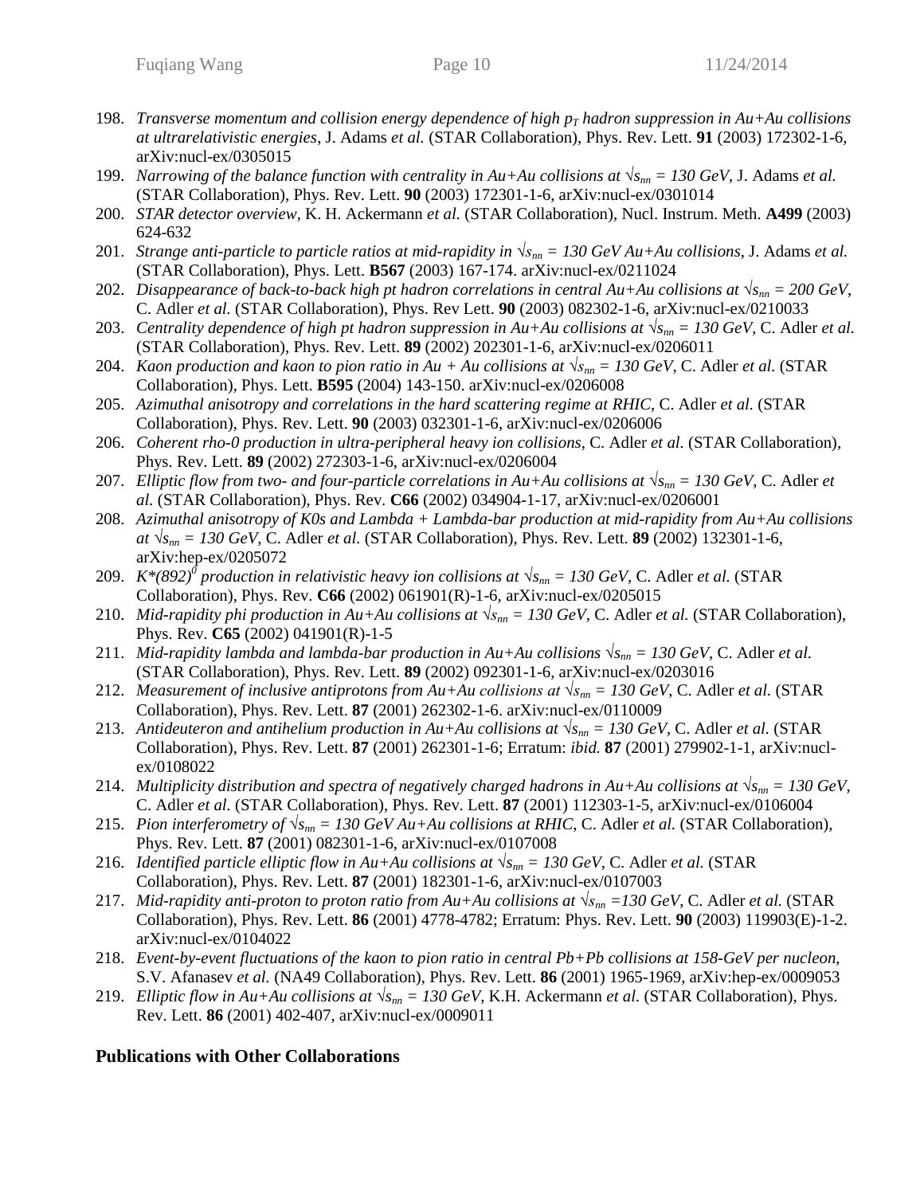198. *Transverse momentum and collision energy dependence of high $p_T$ hadron suppression in Au+Au collisions at ultrarelativistic energies*, J. Adams *et al.* (STAR Collaboration), Phys. Rev. Lett. **91** (2003) 172302-1-6, arXiv:nucl-ex/0305015
199. *Narrowing of the balance function with centrality in Au+Au collisions at $\sqrt{s_{nn}}$ = 130 GeV*, J. Adams *et al.* (STAR Collaboration), Phys. Rev. Lett. **90** (2003) 172301-1-6, arXiv:nucl-ex/0301014
200. *STAR detector overview*, K. H. Ackermann *et al.* (STAR Collaboration), Nucl. Instrum. Meth. **A499** (2003) 624-632
201. *Strange anti-particle to particle ratios at mid-rapidity in $\sqrt{s_{nn}}$ = 130 GeV Au+Au collisions*, J. Adams *et al.* (STAR Collaboration), Phys. Lett. **B567** (2003) 167-174. arXiv:nucl-ex/0211024
202. *Disappearance of back-to-back high pt hadron correlations in central Au+Au collisions at $\sqrt{s_{nn}}$ = 200 GeV*, C. Adler *et al.* (STAR Collaboration), Phys. Rev Lett. **90** (2003) 082302-1-6, arXiv:nucl-ex/0210033
203. *Centrality dependence of high pt hadron suppression in Au+Au collisions at $\sqrt{s_{nn}}$ = 130 GeV*, C. Adler *et al.* (STAR Collaboration), Phys. Rev. Lett. **89** (2002) 202301-1-6, arXiv:nucl-ex/0206011
204. *Kaon production and kaon to pion ratio in Au + Au collisions at $\sqrt{s_{nn}}$ = 130 GeV*, C. Adler *et al.* (STAR Collaboration), Phys. Lett. **B595** (2004) 143-150. arXiv:nucl-ex/0206008
205. *Azimuthal anisotropy and correlations in the hard scattering regime at RHIC*, C. Adler *et al.* (STAR Collaboration), Phys. Rev. Lett. **90** (2003) 032301-1-6, arXiv:nucl-ex/0206006
206. *Coherent rho-0 production in ultra-peripheral heavy ion collisions*, C. Adler *et al.* (STAR Collaboration), Phys. Rev. Lett. **89** (2002) 272303-1-6, arXiv:nucl-ex/0206004
207. *Elliptic flow from two- and four-particle correlations in Au+Au collisions at $\sqrt{s_{nn}}$ = 130 GeV*, C. Adler *et al.* (STAR Collaboration), Phys. Rev. **C66** (2002) 034904-1-17, arXiv:nucl-ex/0206001
208. *Azimuthal anisotropy of K0s and Lambda + Lambda-bar production at mid-rapidity from Au+Au collisions at $\sqrt{s_{nn}}$ = 130 GeV*, C. Adler *et al.* (STAR Collaboration), Phys. Rev. Lett. **89** (2002) 132301-1-6, arXiv:hep-ex/0205072
209. *$K^*(892)^0$ production in relativistic heavy ion collisions at $\sqrt{s_{nn}}$ = 130 GeV*, C. Adler *et al.* (STAR Collaboration), Phys. Rev. **C66** (2002) 061901(R)-1-6, arXiv:nucl-ex/0205015
210. *Mid-rapidity phi production in Au+Au collisions at $\sqrt{s_{nn}}$ = 130 GeV*, C. Adler *et al.* (STAR Collaboration), Phys. Rev. **C65** (2002) 041901(R)-1-5
211. *Mid-rapidity lambda and lambda-bar production in Au+Au collisions $\sqrt{s_{nn}}$ = 130 GeV*, C. Adler *et al.* (STAR Collaboration), Phys. Rev. Lett. **89** (2002) 092301-1-6, arXiv:nucl-ex/0203016
212. *Measurement of inclusive antiprotons from Au+Au collisions at $\sqrt{s_{nn}}$ = 130 GeV*, C. Adler *et al.* (STAR Collaboration), Phys. Rev. Lett. **87** (2001) 262302-1-6. arXiv:nucl-ex/0110009
213. *Antideuteron and antihelium production in Au+Au collisions at $\sqrt{s_{nn}}$ = 130 GeV*, C. Adler *et al.* (STAR Collaboration), Phys. Rev. Lett. **87** (2001) 262301-1-6; Erratum: *ibid.* **87** (2001) 279902-1-1, arXiv:nucl-ex/0108022
214. *Multiplicity distribution and spectra of negatively charged hadrons in Au+Au collisions at $\sqrt{s_{nn}}$ = 130 GeV*, C. Adler *et al.* (STAR Collaboration), Phys. Rev. Lett. **87** (2001) 112303-1-5, arXiv:nucl-ex/0106004
215. *Pion interferometry of $\sqrt{s_{nn}}$ = 130 GeV Au+Au collisions at RHIC*, C. Adler *et al.* (STAR Collaboration), Phys. Rev. Lett. **87** (2001) 082301-1-6, arXiv:nucl-ex/0107008
216. *Identified particle elliptic flow in Au+Au collisions at $\sqrt{s_{nn}}$ = 130 GeV*, C. Adler *et al.* (STAR Collaboration), Phys. Rev. Lett. **87** (2001) 182301-1-6, arXiv:nucl-ex/0107003
217. *Mid-rapidity anti-proton to proton ratio from Au+Au collisions at $\sqrt{s_{nn}}$ =130 GeV*, C. Adler *et al.* (STAR Collaboration), Phys. Rev. Lett. **86** (2001) 4778-4782; Erratum: Phys. Rev. Lett. **90** (2003) 119903(E)-1-2. arXiv:nucl-ex/0104022
218. *Event-by-event fluctuations of the kaon to pion ratio in central Pb+Pb collisions at 158-GeV per nucleon*, S.V. Afanasev *et al.* (NA49 Collaboration), Phys. Rev. Lett. **86** (2001) 1965-1969, arXiv:hep-ex/0009053
219. *Elliptic flow in Au+Au collisions at $\sqrt{s_{nn}}$ = 130 GeV*, K.H. Ackermann *et al.* (STAR Collaboration), Phys. Rev. Lett. **86** (2001) 402-407, arXiv:nucl-ex/0009011

## Publications with Other Collaborations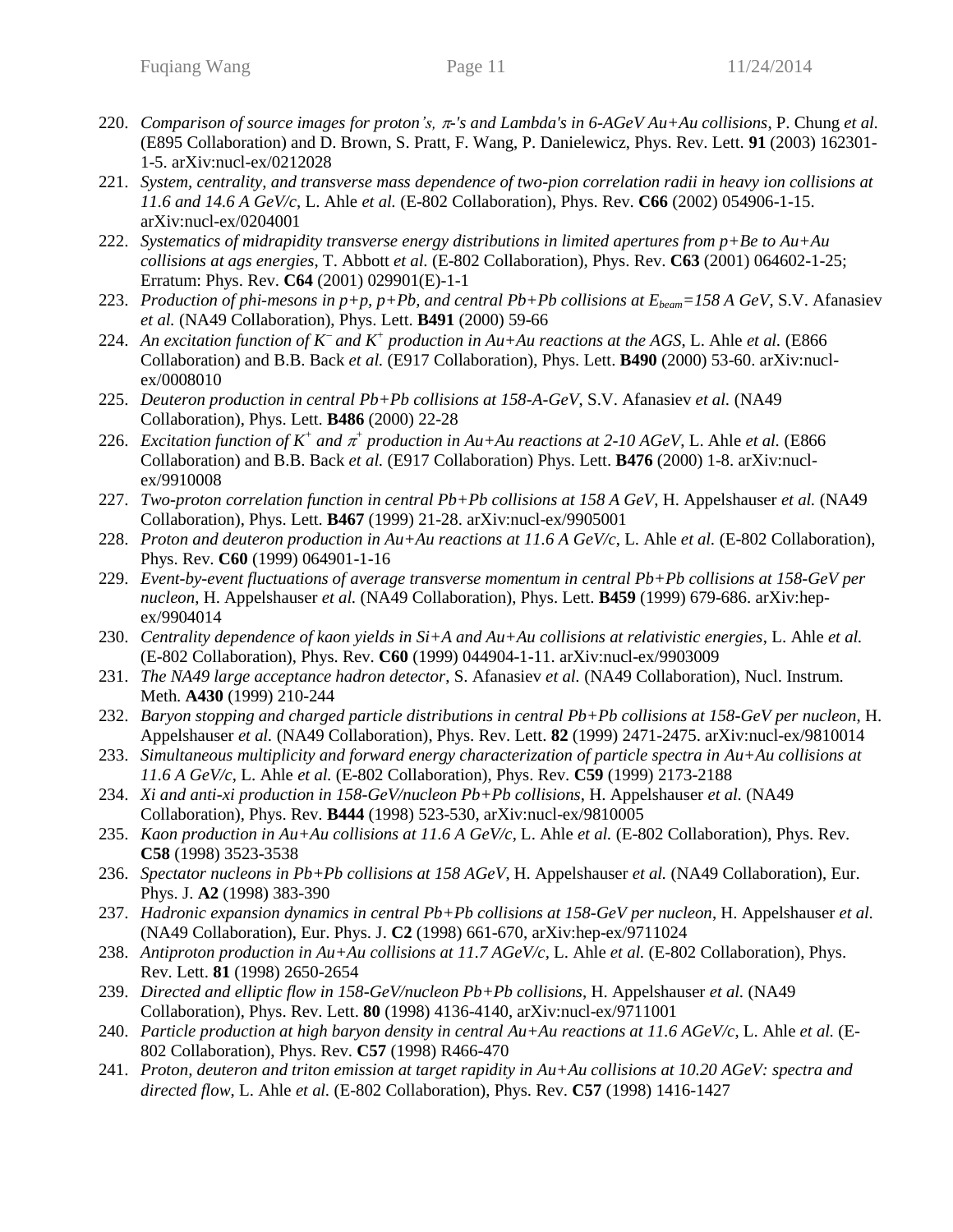220. *Comparison of source images for proton's, $\pi$-'s and Lambda's in 6-AGeV Au+Au collisions*, P. Chung *et al.* (E895 Collaboration) and D. Brown, S. Pratt, F. Wang, P. Danielewicz, Phys. Rev. Lett. **91** (2003) 162301-1-5. arXiv:nucl-ex/0212028
221. *System, centrality, and transverse mass dependence of two-pion correlation radii in heavy ion collisions at 11.6 and 14.6 A GeV/c*, L. Ahle *et al.* (E-802 Collaboration), Phys. Rev. **C66** (2002) 054906-1-15. arXiv:nucl-ex/0204001
222. *Systematics of midrapidity transverse energy distributions in limited apertures from p+Be to Au+Au collisions at ags energies*, T. Abbott *et al.* (E-802 Collaboration), Phys. Rev. **C63** (2001) 064602-1-25; Erratum: Phys. Rev. **C64** (2001) 029901(E)-1-1
223. *Production of phi-mesons in p+p, p+Pb, and central Pb+Pb collisions at $E_{beam}$=158 A GeV*, S.V. Afanasiev *et al.* (NA49 Collaboration), Phys. Lett. **B491** (2000) 59-66
224. *An excitation function of $K^-$ and $K^+$ production in Au+Au reactions at the AGS*, L. Ahle *et al.* (E866 Collaboration) and B.B. Back *et al.* (E917 Collaboration), Phys. Lett. **B490** (2000) 53-60. arXiv:nucl-ex/0008010
225. *Deuteron production in central Pb+Pb collisions at 158-A-GeV*, S.V. Afanasiev *et al.* (NA49 Collaboration), Phys. Lett. **B486** (2000) 22-28
226. *Excitation function of $K^+$ and $\pi^+$ production in Au+Au reactions at 2-10 AGeV*, L. Ahle *et al.* (E866 Collaboration) and B.B. Back *et al.* (E917 Collaboration) Phys. Lett. **B476** (2000) 1-8. arXiv:nucl-ex/9910008
227. *Two-proton correlation function in central Pb+Pb collisions at 158 A GeV*, H. Appelshauser *et al.* (NA49 Collaboration), Phys. Lett. **B467** (1999) 21-28. arXiv:nucl-ex/9905001
228. *Proton and deuteron production in Au+Au reactions at 11.6 A GeV/c*, L. Ahle *et al.* (E-802 Collaboration), Phys. Rev. **C60** (1999) 064901-1-16
229. *Event-by-event fluctuations of average transverse momentum in central Pb+Pb collisions at 158-GeV per nucleon*, H. Appelshauser *et al.* (NA49 Collaboration), Phys. Lett. **B459** (1999) 679-686. arXiv:hep-ex/9904014
230. *Centrality dependence of kaon yields in Si+A and Au+Au collisions at relativistic energies*, L. Ahle *et al.* (E-802 Collaboration), Phys. Rev. **C60** (1999) 044904-1-11. arXiv:nucl-ex/9903009
231. *The NA49 large acceptance hadron detector*, S. Afanasiev *et al.* (NA49 Collaboration), Nucl. Instrum. Meth. **A430** (1999) 210-244
232. *Baryon stopping and charged particle distributions in central Pb+Pb collisions at 158-GeV per nucleon*, H. Appelshauser *et al.* (NA49 Collaboration), Phys. Rev. Lett. **82** (1999) 2471-2475. arXiv:nucl-ex/9810014
233. *Simultaneous multiplicity and forward energy characterization of particle spectra in Au+Au collisions at 11.6 A GeV/c*, L. Ahle *et al.* (E-802 Collaboration), Phys. Rev. **C59** (1999) 2173-2188
234. *Xi and anti-xi production in 158-GeV/nucleon Pb+Pb collisions*, H. Appelshauser *et al.* (NA49 Collaboration), Phys. Rev. **B444** (1998) 523-530, arXiv:nucl-ex/9810005
235. *Kaon production in Au+Au collisions at 11.6 A GeV/c*, L. Ahle *et al.* (E-802 Collaboration), Phys. Rev. **C58** (1998) 3523-3538
236. *Spectator nucleons in Pb+Pb collisions at 158 AGeV*, H. Appelshauser *et al.* (NA49 Collaboration), Eur. Phys. J. **A2** (1998) 383-390
237. *Hadronic expansion dynamics in central Pb+Pb collisions at 158-GeV per nucleon*, H. Appelshauser *et al.* (NA49 Collaboration), Eur. Phys. J. **C2** (1998) 661-670, arXiv:hep-ex/9711024
238. *Antiproton production in Au+Au collisions at 11.7 AGeV/c*, L. Ahle *et al.* (E-802 Collaboration), Phys. Rev. Lett. **81** (1998) 2650-2654
239. *Directed and elliptic flow in 158-GeV/nucleon Pb+Pb collisions*, H. Appelshauser *et al.* (NA49 Collaboration), Phys. Rev. Lett. **80** (1998) 4136-4140, arXiv:nucl-ex/9711001
240. *Particle production at high baryon density in central Au+Au reactions at 11.6 AGeV/c*, L. Ahle *et al.* (E-802 Collaboration), Phys. Rev. **C57** (1998) R466-470
241. *Proton, deuteron and triton emission at target rapidity in Au+Au collisions at 10.20 AGeV: spectra and directed flow*, L. Ahle *et al.* (E-802 Collaboration), Phys. Rev. **C57** (1998) 1416-1427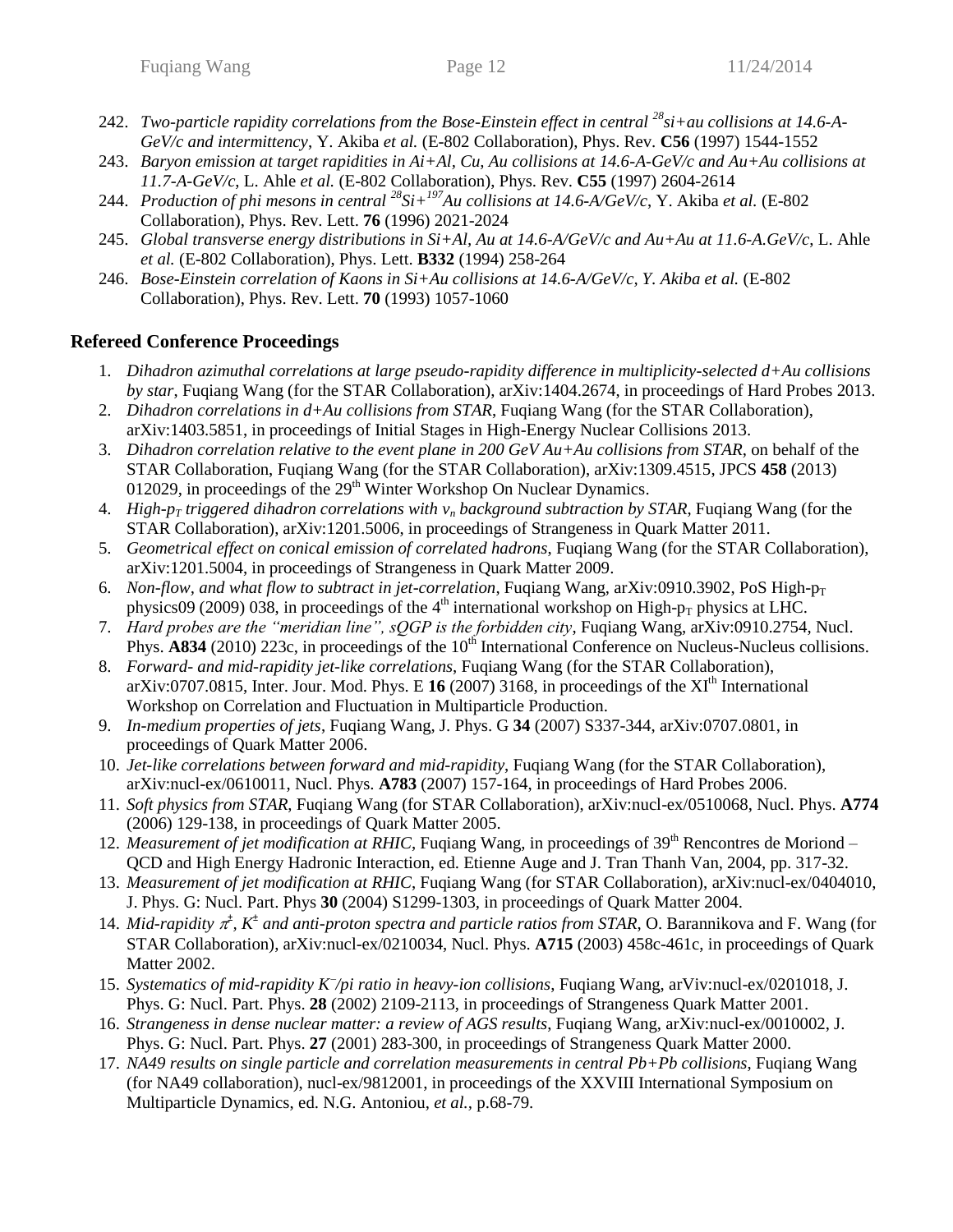242. *Two-particle rapidity correlations from the Bose-Einstein effect in central $^{28}$si+au collisions at 14.6-A-GeV/c and intermittency*, Y. Akiba *et al.* (E-802 Collaboration), Phys. Rev. **C56** (1997) 1544-1552
243. *Baryon emission at target rapidities in Ai+Al, Cu, Au collisions at 14.6-A-GeV/c and Au+Au collisions at 11.7-A-GeV/c*, L. Ahle *et al.* (E-802 Collaboration), Phys. Rev. **C55** (1997) 2604-2614
244. *Production of phi mesons in central $^{28}$Si+$^{197}$Au collisions at 14.6-A/GeV/c*, Y. Akiba *et al.* (E-802 Collaboration), Phys. Rev. Lett. **76** (1996) 2021-2024
245. *Global transverse energy distributions in Si+Al, Au at 14.6-A/GeV/c and Au+Au at 11.6-A.GeV/c*, L. Ahle *et al.* (E-802 Collaboration), Phys. Lett. **B332** (1994) 258-264
246. *Bose-Einstein correlation of Kaons in Si+Au collisions at 14.6-A/GeV/c, Y. Akiba et al.* (E-802 Collaboration), Phys. Rev. Lett. **70** (1993) 1057-1060

## Refereed Conference Proceedings

1. *Dihadron azimuthal correlations at large pseudo-rapidity difference in multiplicity-selected d+Au collisions by star*, Fuqiang Wang (for the STAR Collaboration), arXiv:1404.2674, in proceedings of Hard Probes 2013.
2. *Dihadron correlations in d+Au collisions from STAR*, Fuqiang Wang (for the STAR Collaboration), arXiv:1403.5851, in proceedings of Initial Stages in High-Energy Nuclear Collisions 2013.
3. *Dihadron correlation relative to the event plane in 200 GeV Au+Au collisions from STAR*, on behalf of the STAR Collaboration, Fuqiang Wang (for the STAR Collaboration), arXiv:1309.4515, JPCS **458** (2013) 012029, in proceedings of the 29th Winter Workshop On Nuclear Dynamics.
4. *High-$p_T$ triggered dihadron correlations with $v_n$ background subtraction by STAR*, Fuqiang Wang (for the STAR Collaboration), arXiv:1201.5006, in proceedings of Strangeness in Quark Matter 2011.
5. *Geometrical effect on conical emission of correlated hadrons*, Fuqiang Wang (for the STAR Collaboration), arXiv:1201.5004, in proceedings of Strangeness in Quark Matter 2009.
6. *Non-flow, and what flow to subtract in jet-correlation*, Fuqiang Wang, arXiv:0910.3902, PoS High-$p_T$ physics09 (2009) 038, in proceedings of the 4th international workshop on High-$p_T$ physics at LHC.
7. *Hard probes are the "meridian line", sQGP is the forbidden city*, Fuqiang Wang, arXiv:0910.2754, Nucl. Phys. **A834** (2010) 223c, in proceedings of the 10th International Conference on Nucleus-Nucleus collisions.
8. *Forward- and mid-rapidity jet-like correlations*, Fuqiang Wang (for the STAR Collaboration), arXiv:0707.0815, Inter. Jour. Mod. Phys. E **16** (2007) 3168, in proceedings of the XIth International Workshop on Correlation and Fluctuation in Multiparticle Production.
9. *In-medium properties of jets*, Fuqiang Wang, J. Phys. G **34** (2007) S337-344, arXiv:0707.0801, in proceedings of Quark Matter 2006.
10. *Jet-like correlations between forward and mid-rapidity*, Fuqiang Wang (for the STAR Collaboration), arXiv:nucl-ex/0610011, Nucl. Phys. **A783** (2007) 157-164, in proceedings of Hard Probes 2006.
11. *Soft physics from STAR*, Fuqiang Wang (for STAR Collaboration), arXiv:nucl-ex/0510068, Nucl. Phys. **A774** (2006) 129-138, in proceedings of Quark Matter 2005.
12. *Measurement of jet modification at RHIC*, Fuqiang Wang, in proceedings of 39th Rencontres de Moriond – QCD and High Energy Hadronic Interaction, ed. Etienne Auge and J. Tran Thanh Van, 2004, pp. 317-32.
13. *Measurement of jet modification at RHIC*, Fuqiang Wang (for STAR Collaboration), arXiv:nucl-ex/0404010, J. Phys. G: Nucl. Part. Phys **30** (2004) S1299-1303, in proceedings of Quark Matter 2004.
14. *Mid-rapidity $\pi^{\pm}$, $K^{\pm}$ and anti-proton spectra and particle ratios from STAR*, O. Barannikova and F. Wang (for STAR Collaboration), arXiv:nucl-ex/0210034, Nucl. Phys. **A715** (2003) 458c-461c, in proceedings of Quark Matter 2002.
15. *Systematics of mid-rapidity $K^-$/pi ratio in heavy-ion collisions*, Fuqiang Wang, arViv:nucl-ex/0201018, J. Phys. G: Nucl. Part. Phys. **28** (2002) 2109-2113, in proceedings of Strangeness Quark Matter 2001.
16. *Strangeness in dense nuclear matter: a review of AGS results*, Fuqiang Wang, arXiv:nucl-ex/0010002, J. Phys. G: Nucl. Part. Phys. **27** (2001) 283-300, in proceedings of Strangeness Quark Matter 2000.
17. *NA49 results on single particle and correlation measurements in central Pb+Pb collisions*, Fuqiang Wang (for NA49 collaboration), nucl-ex/9812001, in proceedings of the XXVIII International Symposium on Multiparticle Dynamics, ed. N.G. Antoniou, *et al.*, p.68-79.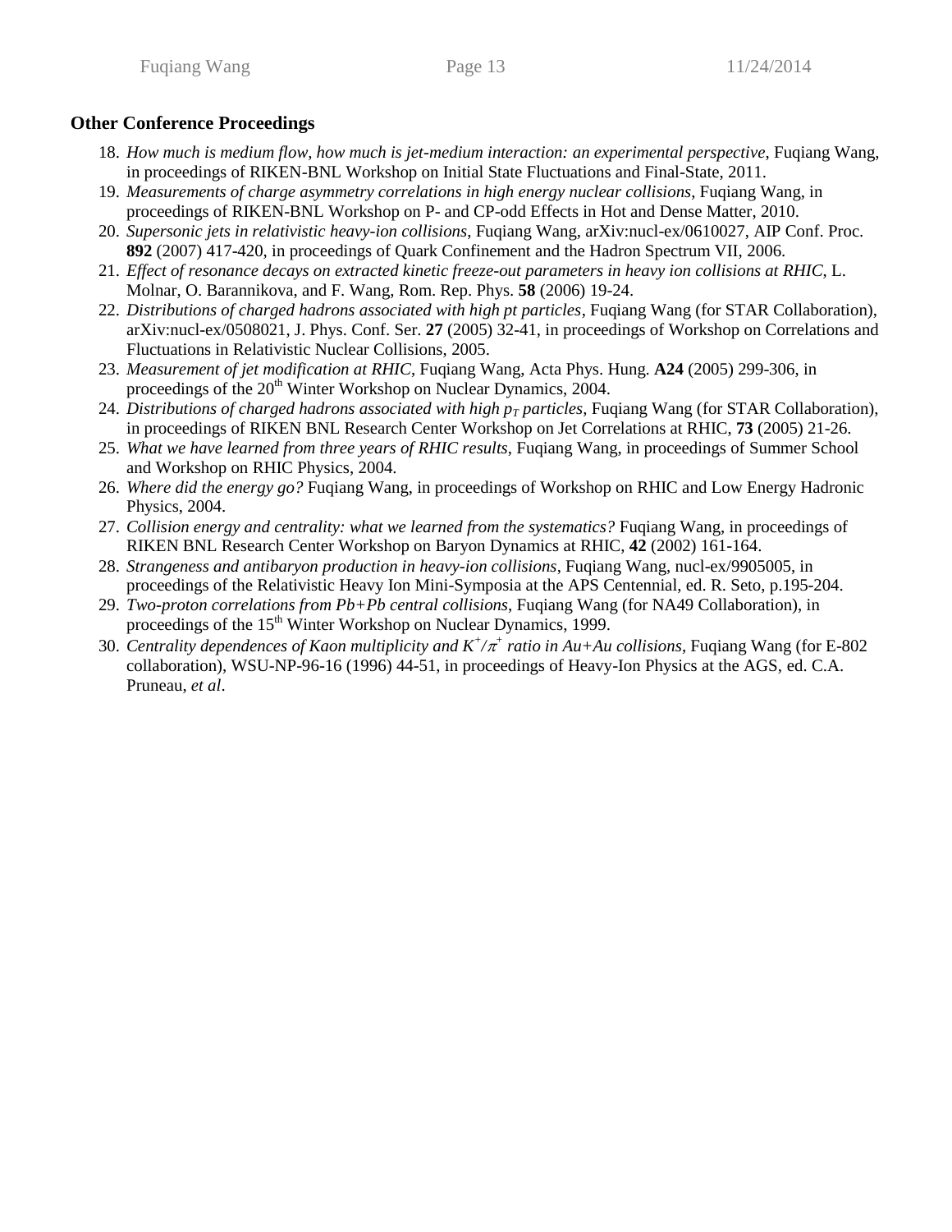**Other Conference Proceedings**

18. *How much is medium flow, how much is jet-medium interaction: an experimental perspective*, Fuqiang Wang, in proceedings of RIKEN-BNL Workshop on Initial State Fluctuations and Final-State, 2011.
19. *Measurements of charge asymmetry correlations in high energy nuclear collisions*, Fuqiang Wang, in proceedings of RIKEN-BNL Workshop on P- and CP-odd Effects in Hot and Dense Matter, 2010.
20. *Supersonic jets in relativistic heavy-ion collisions*, Fuqiang Wang, arXiv:nucl-ex/0610027, AIP Conf. Proc. **892** (2007) 417-420, in proceedings of Quark Confinement and the Hadron Spectrum VII, 2006.
21. *Effect of resonance decays on extracted kinetic freeze-out parameters in heavy ion collisions at RHIC*, L. Molnar, O. Barannikova, and F. Wang, Rom. Rep. Phys. **58** (2006) 19-24.
22. *Distributions of charged hadrons associated with high pt particles*, Fuqiang Wang (for STAR Collaboration), arXiv:nucl-ex/0508021, J. Phys. Conf. Ser. **27** (2005) 32-41, in proceedings of Workshop on Correlations and Fluctuations in Relativistic Nuclear Collisions, 2005.
23. *Measurement of jet modification at RHIC*, Fuqiang Wang, Acta Phys. Hung. **A24** (2005) 299-306, in proceedings of the 20th Winter Workshop on Nuclear Dynamics, 2004.
24. *Distributions of charged hadrons associated with high $p_T$ particles*, Fuqiang Wang (for STAR Collaboration), in proceedings of RIKEN BNL Research Center Workshop on Jet Correlations at RHIC, **73** (2005) 21-26.
25. *What we have learned from three years of RHIC results*, Fuqiang Wang, in proceedings of Summer School and Workshop on RHIC Physics, 2004.
26. *Where did the energy go?* Fuqiang Wang, in proceedings of Workshop on RHIC and Low Energy Hadronic Physics, 2004.
27. *Collision energy and centrality: what we learned from the systematics?* Fuqiang Wang, in proceedings of RIKEN BNL Research Center Workshop on Baryon Dynamics at RHIC, **42** (2002) 161-164.
28. *Strangeness and antibaryon production in heavy-ion collisions*, Fuqiang Wang, nucl-ex/9905005, in proceedings of the Relativistic Heavy Ion Mini-Symposia at the APS Centennial, ed. R. Seto, p.195-204.
29. *Two-proton correlations from Pb+Pb central collisions*, Fuqiang Wang (for NA49 Collaboration), in proceedings of the 15th Winter Workshop on Nuclear Dynamics, 1999.
30. *Centrality dependences of Kaon multiplicity and $K^+/\pi^+$ ratio in Au+Au collisions*, Fuqiang Wang (for E-802 collaboration), WSU-NP-96-16 (1996) 44-51, in proceedings of Heavy-Ion Physics at the AGS, ed. C.A. Pruneau, *et al*.